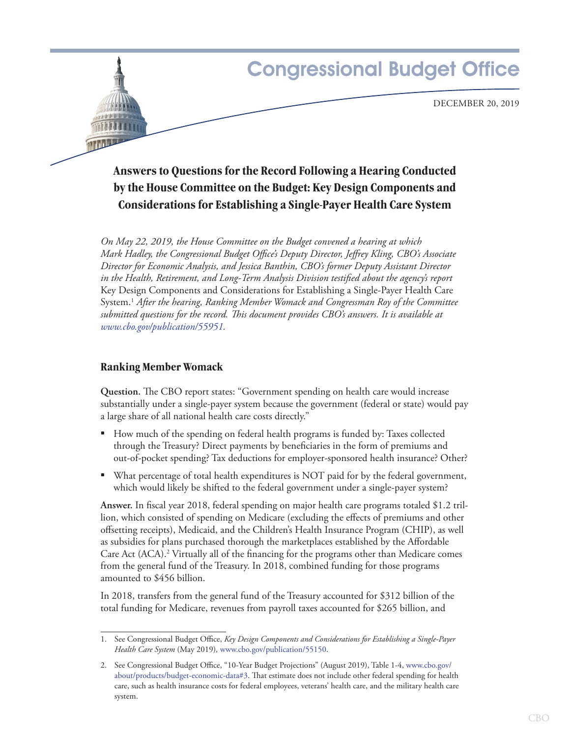# Congressional Budget Office

DECEMBER 20, 2019

## Answers to Questions for the Record Following a Hearing Conducted by the House Committee on the Budget: Key Design Components and Considerations for Establishing a Single-Payer Health Care System

*On May 22, 2019, the House Committee on the Budget convened a hearing at which Mark Hadley, the Congressional Budget Office's Deputy Director, Jeffrey Kling, CBO's Associate Director for Economic Analysis, and Jessica Banthin, CBO's former Deputy Assistant Director in the Health, Retirement, and Long-Term Analysis Division testified about the agency's report* Key Design Components and Considerations for Establishing a Single-Payer Health Care System.[1] *After the hearing, Ranking Member Womack and Congressman Roy of the Committee submitted questions for the record. This document provides CBO's answers. It is available at www.cbo.gov/publication/55951.*

### Ranking Member Womack

**Question.** The CBO report states: "Government spending on health care would increase substantially under a single-payer system because the government (federal or state) would pay a large share of all national health care costs directly."

- How much of the spending on federal health programs is funded by: Taxes collected through the Treasury? Direct payments by beneficiaries in the form of premiums and out-of-pocket spending? Tax deductions for employer-sponsored health insurance? Other?
- What percentage of total health expenditures is NOT paid for by the federal government, which would likely be shifted to the federal government under a single-payer system?

**Answer.** In fiscal year 2018, federal spending on major health care programs totaled $1.2 trillion, which consisted of spending on Medicare (excluding the effects of premiums and other offsetting receipts), Medicaid, and the Children's Health Insurance Program (CHIP), as well as subsidies for plans purchased thorough the marketplaces established by the Affordable Care Act (ACA).[2] Virtually all of the financing for the programs other than Medicare comes from the general fund of the Treasury. In 2018, combined funding for those programs amounted to $456 billion.

In 2018, transfers from the general fund of the Treasury accounted for $312 billion of the total funding for Medicare, revenues from payroll taxes accounted for $265 billion, and

---

1. See Congressional Budget Office, *Key Design Components and Considerations for Establishing a Single-Payer Health Care System* (May 2019), www.cbo.gov/publication/55150.

2. See Congressional Budget Office, "10-Year Budget Projections" (August 2019), Table 1-4, www.cbo.gov/about/products/budget-economic-data#3. That estimate does not include other federal spending for health care, such as health insurance costs for federal employees, veterans' health care, and the military health care system.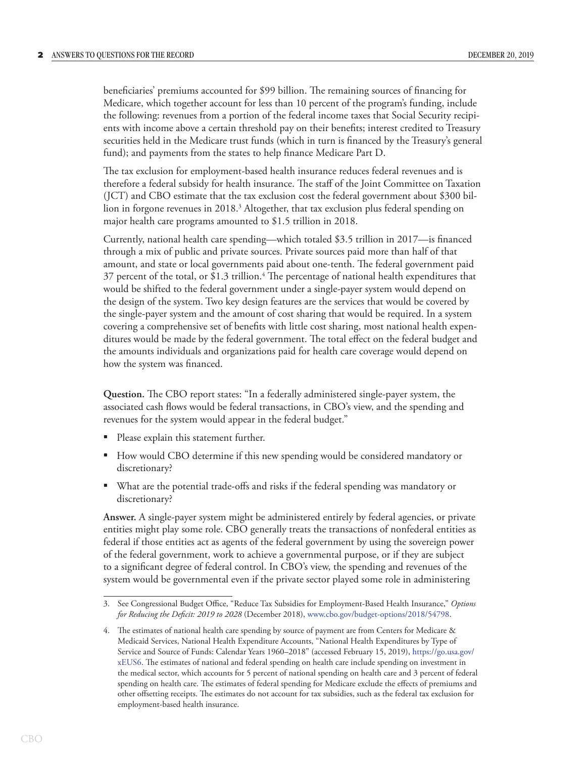beneficiaries' premiums accounted for $99 billion. The remaining sources of financing for Medicare, which together account for less than 10 percent of the program's funding, include the following: revenues from a portion of the federal income taxes that Social Security recipients with income above a certain threshold pay on their benefits; interest credited to Treasury securities held in the Medicare trust funds (which in turn is financed by the Treasury's general fund); and payments from the states to help finance Medicare Part D.

The tax exclusion for employment-based health insurance reduces federal revenues and is therefore a federal subsidy for health insurance. The staff of the Joint Committee on Taxation (JCT) and CBO estimate that the tax exclusion cost the federal government about $300 billion in forgone revenues in 2018.[3] Altogether, that tax exclusion plus federal spending on major health care programs amounted to $1.5 trillion in 2018.

Currently, national health care spending—which totaled $3.5 trillion in 2017—is financed through a mix of public and private sources. Private sources paid more than half of that amount, and state or local governments paid about one-tenth. The federal government paid 37 percent of the total, or $1.3 trillion.[4] The percentage of national health expenditures that would be shifted to the federal government under a single-payer system would depend on the design of the system. Two key design features are the services that would be covered by the single-payer system and the amount of cost sharing that would be required. In a system covering a comprehensive set of benefits with little cost sharing, most national health expenditures would be made by the federal government. The total effect on the federal budget and the amounts individuals and organizations paid for health care coverage would depend on how the system was financed.

**Question.** The CBO report states: "In a federally administered single-payer system, the associated cash flows would be federal transactions, in CBO's view, and the spending and revenues for the system would appear in the federal budget."

- Please explain this statement further.
- How would CBO determine if this new spending would be considered mandatory or discretionary?
- What are the potential trade-offs and risks if the federal spending was mandatory or discretionary?

**Answer.** A single-payer system might be administered entirely by federal agencies, or private entities might play some role. CBO generally treats the transactions of nonfederal entities as federal if those entities act as agents of the federal government by using the sovereign power of the federal government, work to achieve a governmental purpose, or if they are subject to a significant degree of federal control. In CBO's view, the spending and revenues of the system would be governmental even if the private sector played some role in administering

---

3. See Congressional Budget Office, "Reduce Tax Subsidies for Employment-Based Health Insurance," *Options for Reducing the Deficit: 2019 to 2028* (December 2018), www.cbo.gov/budget-options/2018/54798.

4. The estimates of national health care spending by source of payment are from Centers for Medicare & Medicaid Services, National Health Expenditure Accounts, "National Health Expenditures by Type of Service and Source of Funds: Calendar Years 1960–2018" (accessed February 15, 2019), https://go.usa.gov/xEUS6. The estimates of national and federal spending on health care include spending on investment in the medical sector, which accounts for 5 percent of national spending on health care and 3 percent of federal spending on health care. The estimates of federal spending for Medicare exclude the effects of premiums and other offsetting receipts. The estimates do not account for tax subsidies, such as the federal tax exclusion for employment-based health insurance.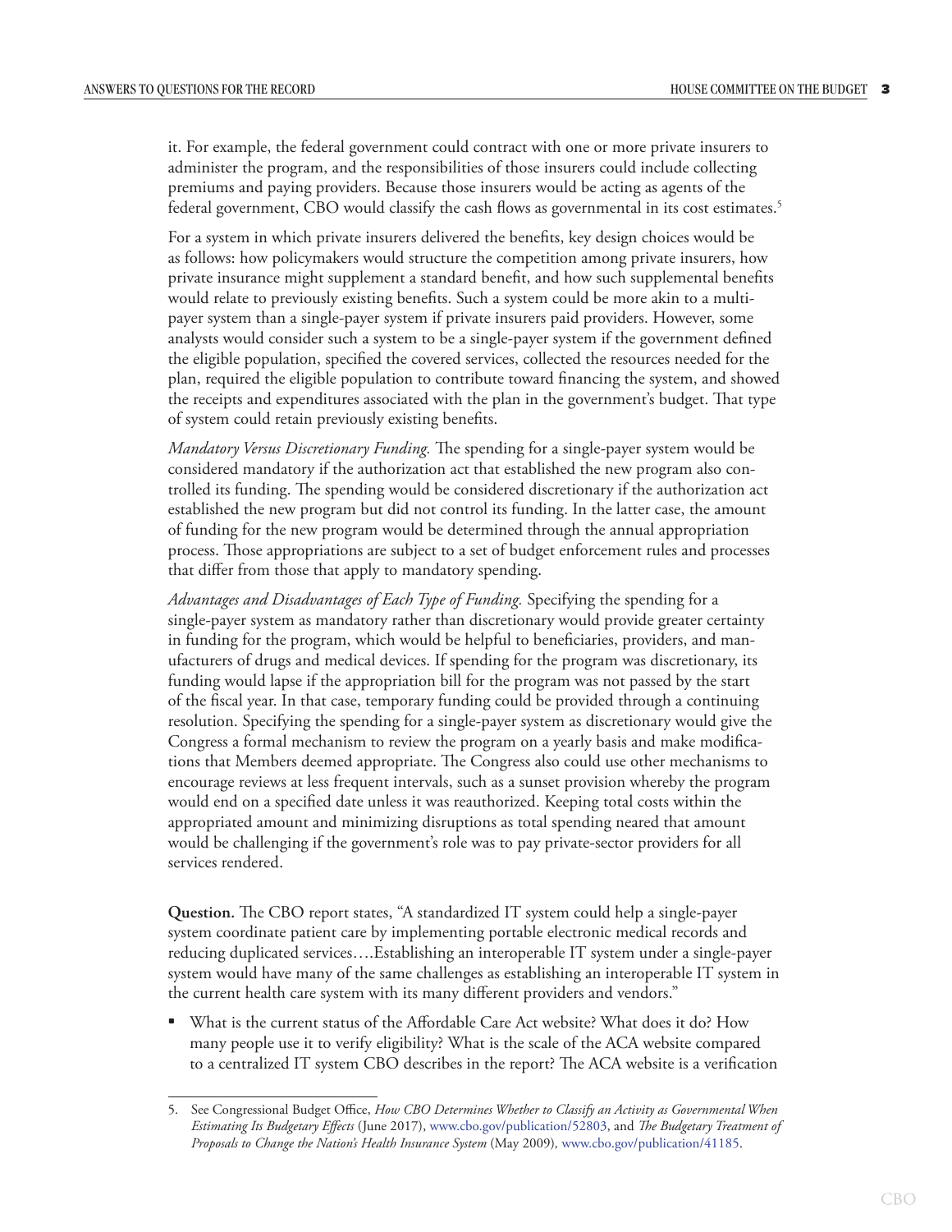it. For example, the federal government could contract with one or more private insurers to administer the program, and the responsibilities of those insurers could include collecting premiums and paying providers. Because those insurers would be acting as agents of the federal government, CBO would classify the cash flows as governmental in its cost estimates.[5]

For a system in which private insurers delivered the benefits, key design choices would be as follows: how policymakers would structure the competition among private insurers, how private insurance might supplement a standard benefit, and how such supplemental benefits would relate to previously existing benefits. Such a system could be more akin to a multi-payer system than a single-payer system if private insurers paid providers. However, some analysts would consider such a system to be a single-payer system if the government defined the eligible population, specified the covered services, collected the resources needed for the plan, required the eligible population to contribute toward financing the system, and showed the receipts and expenditures associated with the plan in the government's budget. That type of system could retain previously existing benefits.

*Mandatory Versus Discretionary Funding.* The spending for a single-payer system would be considered mandatory if the authorization act that established the new program also controlled its funding. The spending would be considered discretionary if the authorization act established the new program but did not control its funding. In the latter case, the amount of funding for the new program would be determined through the annual appropriation process. Those appropriations are subject to a set of budget enforcement rules and processes that differ from those that apply to mandatory spending.

*Advantages and Disadvantages of Each Type of Funding.* Specifying the spending for a single-payer system as mandatory rather than discretionary would provide greater certainty in funding for the program, which would be helpful to beneficiaries, providers, and manufacturers of drugs and medical devices. If spending for the program was discretionary, its funding would lapse if the appropriation bill for the program was not passed by the start of the fiscal year. In that case, temporary funding could be provided through a continuing resolution. Specifying the spending for a single-payer system as discretionary would give the Congress a formal mechanism to review the program on a yearly basis and make modifications that Members deemed appropriate. The Congress also could use other mechanisms to encourage reviews at less frequent intervals, such as a sunset provision whereby the program would end on a specified date unless it was reauthorized. Keeping total costs within the appropriated amount and minimizing disruptions as total spending neared that amount would be challenging if the government's role was to pay private-sector providers for all services rendered.

**Question.** The CBO report states, "A standardized IT system could help a single-payer system coordinate patient care by implementing portable electronic medical records and reducing duplicated services….Establishing an interoperable IT system under a single-payer system would have many of the same challenges as establishing an interoperable IT system in the current health care system with its many different providers and vendors."

- What is the current status of the Affordable Care Act website? What does it do? How many people use it to verify eligibility? What is the scale of the ACA website compared to a centralized IT system CBO describes in the report? The ACA website is a verification

---

5. See Congressional Budget Office, *How CBO Determines Whether to Classify an Activity as Governmental When Estimating Its Budgetary Effects* (June 2017), www.cbo.gov/publication/52803, and *The Budgetary Treatment of Proposals to Change the Nation's Health Insurance System* (May 2009), www.cbo.gov/publication/41185.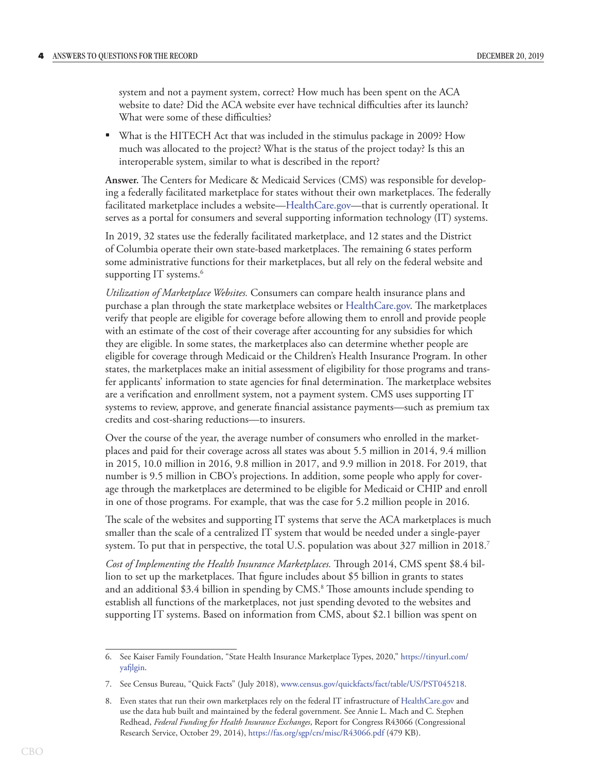system and not a payment system, correct? How much has been spent on the ACA website to date? Did the ACA website ever have technical difficulties after its launch? What were some of these difficulties?

- What is the HITECH Act that was included in the stimulus package in 2009? How much was allocated to the project? What is the status of the project today? Is this an interoperable system, similar to what is described in the report?

**Answer.** The Centers for Medicare & Medicaid Services (CMS) was responsible for developing a federally facilitated marketplace for states without their own marketplaces. The federally facilitated marketplace includes a website—HealthCare.gov—that is currently operational. It serves as a portal for consumers and several supporting information technology (IT) systems.

In 2019, 32 states use the federally facilitated marketplace, and 12 states and the District of Columbia operate their own state-based marketplaces. The remaining 6 states perform some administrative functions for their marketplaces, but all rely on the federal website and supporting IT systems.[6]

*Utilization of Marketplace Websites.* Consumers can compare health insurance plans and purchase a plan through the state marketplace websites or HealthCare.gov. The marketplaces verify that people are eligible for coverage before allowing them to enroll and provide people with an estimate of the cost of their coverage after accounting for any subsidies for which they are eligible. In some states, the marketplaces also can determine whether people are eligible for coverage through Medicaid or the Children's Health Insurance Program. In other states, the marketplaces make an initial assessment of eligibility for those programs and transfer applicants' information to state agencies for final determination. The marketplace websites are a verification and enrollment system, not a payment system. CMS uses supporting IT systems to review, approve, and generate financial assistance payments—such as premium tax credits and cost-sharing reductions—to insurers.

Over the course of the year, the average number of consumers who enrolled in the marketplaces and paid for their coverage across all states was about 5.5 million in 2014, 9.4 million in 2015, 10.0 million in 2016, 9.8 million in 2017, and 9.9 million in 2018. For 2019, that number is 9.5 million in CBO's projections. In addition, some people who apply for coverage through the marketplaces are determined to be eligible for Medicaid or CHIP and enroll in one of those programs. For example, that was the case for 5.2 million people in 2016.

The scale of the websites and supporting IT systems that serve the ACA marketplaces is much smaller than the scale of a centralized IT system that would be needed under a single-payer system. To put that in perspective, the total U.S. population was about 327 million in 2018.[7]

*Cost of Implementing the Health Insurance Marketplaces.* Through 2014, CMS spent $8.4 billion to set up the marketplaces. That figure includes about $5 billion in grants to states and an additional $3.4 billion in spending by CMS.[8] Those amounts include spending to establish all functions of the marketplaces, not just spending devoted to the websites and supporting IT systems. Based on information from CMS, about $2.1 billion was spent on

---

6. See Kaiser Family Foundation, "State Health Insurance Marketplace Types, 2020," https://tinyurl.com/yafjlgin.

7. See Census Bureau, "Quick Facts" (July 2018), www.census.gov/quickfacts/fact/table/US/PST045218.

8. Even states that run their own marketplaces rely on the federal IT infrastructure of HealthCare.gov and use the data hub built and maintained by the federal government. See Annie L. Mach and C. Stephen Redhead, *Federal Funding for Health Insurance Exchanges*, Report for Congress R43066 (Congressional Research Service, October 29, 2014), https://fas.org/sgp/crs/misc/R43066.pdf (479 KB).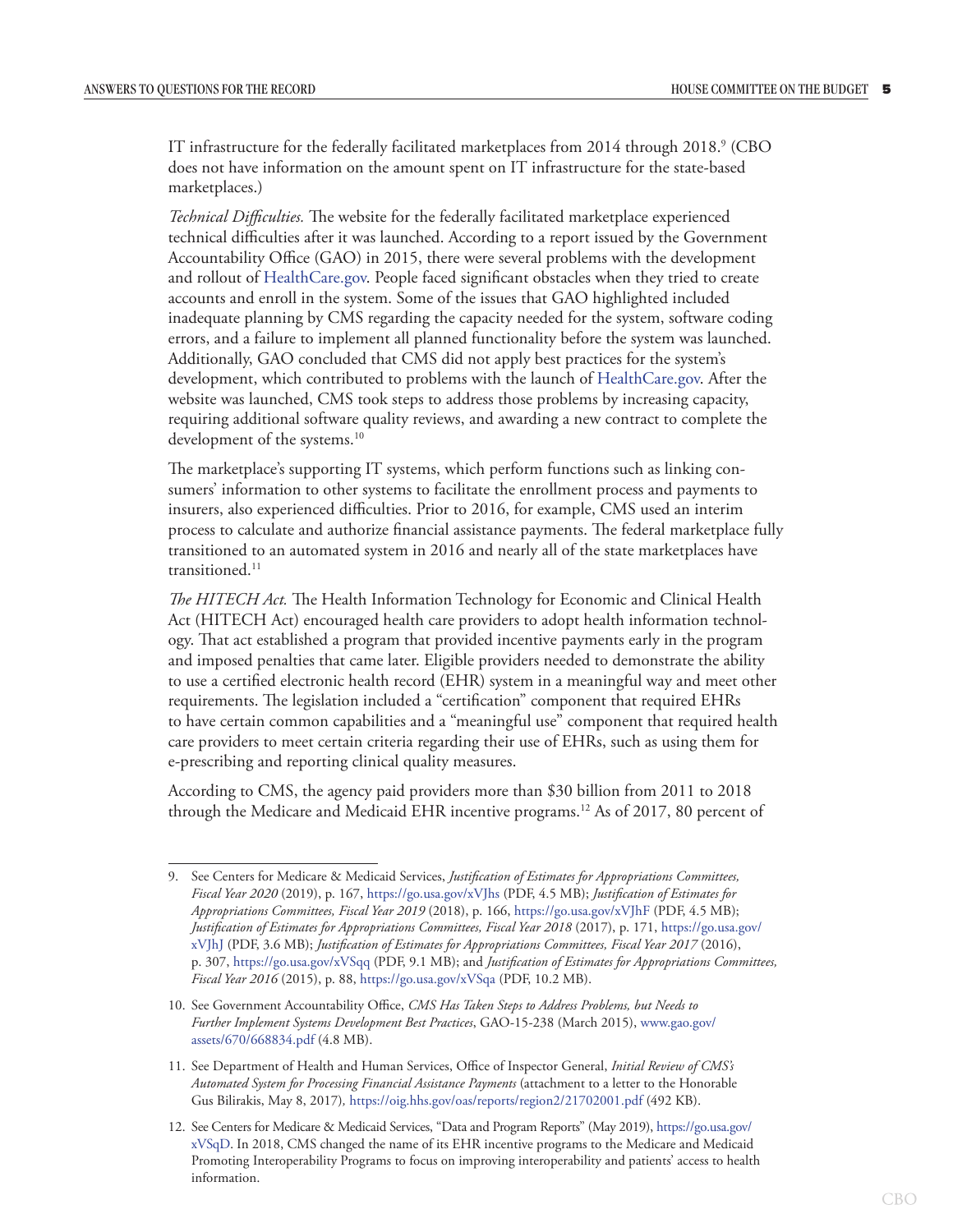IT infrastructure for the federally facilitated marketplaces from 2014 through 2018.[9] (CBO does not have information on the amount spent on IT infrastructure for the state-based marketplaces.)

*Technical Difficulties.* The website for the federally facilitated marketplace experienced technical difficulties after it was launched. According to a report issued by the Government Accountability Office (GAO) in 2015, there were several problems with the development and rollout of HealthCare.gov. People faced significant obstacles when they tried to create accounts and enroll in the system. Some of the issues that GAO highlighted included inadequate planning by CMS regarding the capacity needed for the system, software coding errors, and a failure to implement all planned functionality before the system was launched. Additionally, GAO concluded that CMS did not apply best practices for the system's development, which contributed to problems with the launch of HealthCare.gov. After the website was launched, CMS took steps to address those problems by increasing capacity, requiring additional software quality reviews, and awarding a new contract to complete the development of the systems.[10]

The marketplace's supporting IT systems, which perform functions such as linking consumers' information to other systems to facilitate the enrollment process and payments to insurers, also experienced difficulties. Prior to 2016, for example, CMS used an interim process to calculate and authorize financial assistance payments. The federal marketplace fully transitioned to an automated system in 2016 and nearly all of the state marketplaces have transitioned.[11]

*The HITECH Act.* The Health Information Technology for Economic and Clinical Health Act (HITECH Act) encouraged health care providers to adopt health information technology. That act established a program that provided incentive payments early in the program and imposed penalties that came later. Eligible providers needed to demonstrate the ability to use a certified electronic health record (EHR) system in a meaningful way and meet other requirements. The legislation included a "certification" component that required EHRs to have certain common capabilities and a "meaningful use" component that required health care providers to meet certain criteria regarding their use of EHRs, such as using them for e-prescribing and reporting clinical quality measures.

According to CMS, the agency paid providers more than $30 billion from 2011 to 2018 through the Medicare and Medicaid EHR incentive programs.[12] As of 2017, 80 percent of

---

9. See Centers for Medicare & Medicaid Services, *Justification of Estimates for Appropriations Committees, Fiscal Year 2020* (2019), p. 167, https://go.usa.gov/xVJhs (PDF, 4.5 MB); *Justification of Estimates for Appropriations Committees, Fiscal Year 2019* (2018), p. 166, https://go.usa.gov/xVJhF (PDF, 4.5 MB); *Justification of Estimates for Appropriations Committees, Fiscal Year 2018* (2017), p. 171, https://go.usa.gov/xVJhJ (PDF, 3.6 MB); *Justification of Estimates for Appropriations Committees, Fiscal Year 2017* (2016), p. 307, https://go.usa.gov/xVSqq (PDF, 9.1 MB); and *Justification of Estimates for Appropriations Committees, Fiscal Year 2016* (2015), p. 88, https://go.usa.gov/xVSqa (PDF, 10.2 MB).

10. See Government Accountability Office, *CMS Has Taken Steps to Address Problems, but Needs to Further Implement Systems Development Best Practices*, GAO-15-238 (March 2015), www.gao.gov/assets/670/668834.pdf (4.8 MB).

11. See Department of Health and Human Services, Office of Inspector General, *Initial Review of CMS's Automated System for Processing Financial Assistance Payments* (attachment to a letter to the Honorable Gus Bilirakis, May 8, 2017), https://oig.hhs.gov/oas/reports/region2/21702001.pdf (492 KB).

12. See Centers for Medicare & Medicaid Services, "Data and Program Reports" (May 2019), https://go.usa.gov/xVSqD. In 2018, CMS changed the name of its EHR incentive programs to the Medicare and Medicaid Promoting Interoperability Programs to focus on improving interoperability and patients' access to health information.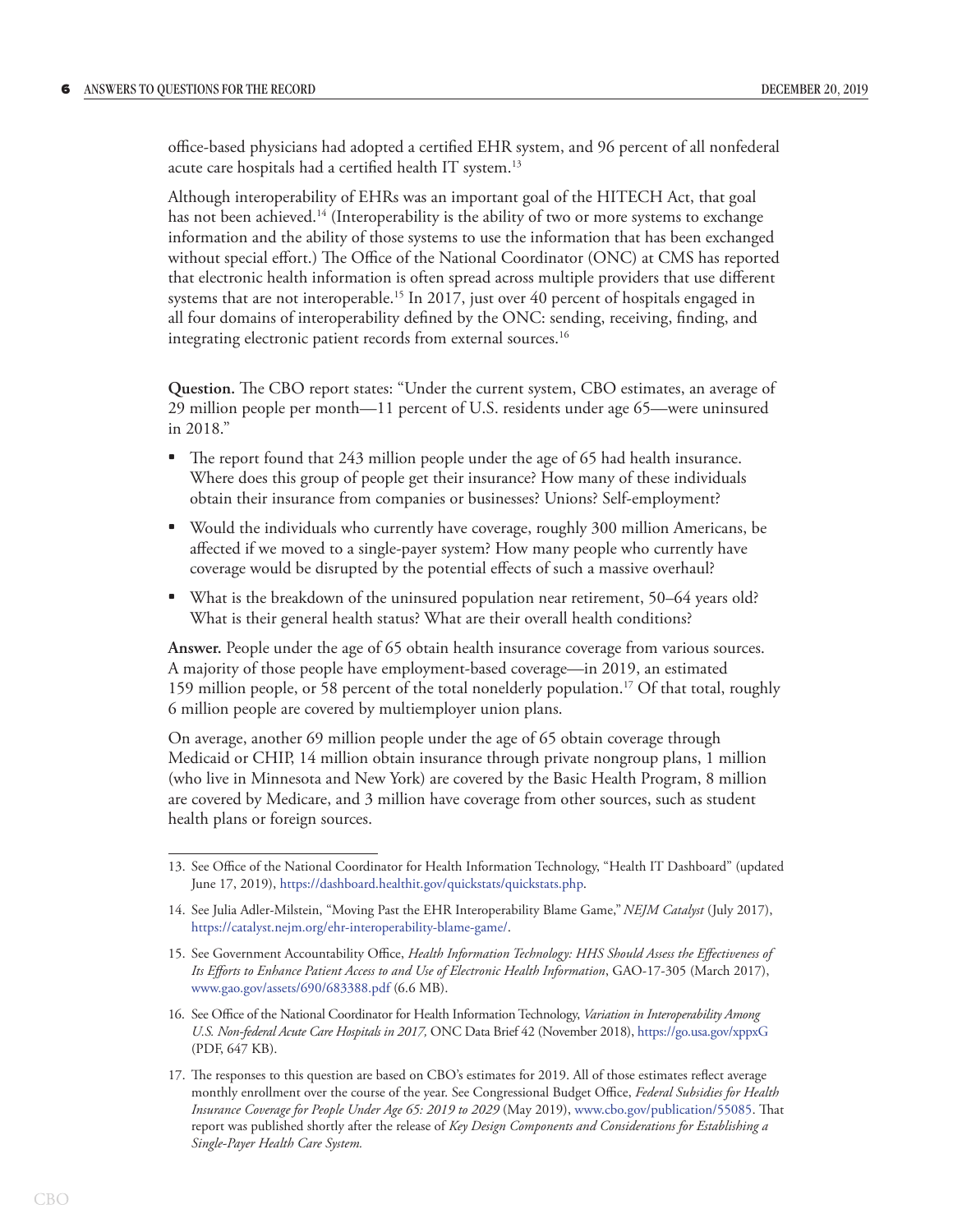office-based physicians had adopted a certified EHR system, and 96 percent of all nonfederal acute care hospitals had a certified health IT system.[13]

Although interoperability of EHRs was an important goal of the HITECH Act, that goal has not been achieved.[14] (Interoperability is the ability of two or more systems to exchange information and the ability of those systems to use the information that has been exchanged without special effort.) The Office of the National Coordinator (ONC) at CMS has reported that electronic health information is often spread across multiple providers that use different systems that are not interoperable.[15] In 2017, just over 40 percent of hospitals engaged in all four domains of interoperability defined by the ONC: sending, receiving, finding, and integrating electronic patient records from external sources.[16]

**Question.** The CBO report states: "Under the current system, CBO estimates, an average of 29 million people per month—11 percent of U.S. residents under age 65—were uninsured in 2018."

- The report found that 243 million people under the age of 65 had health insurance. Where does this group of people get their insurance? How many of these individuals obtain their insurance from companies or businesses? Unions? Self-employment?
- Would the individuals who currently have coverage, roughly 300 million Americans, be affected if we moved to a single-payer system? How many people who currently have coverage would be disrupted by the potential effects of such a massive overhaul?
- What is the breakdown of the uninsured population near retirement, 50–64 years old? What is their general health status? What are their overall health conditions?

**Answer.** People under the age of 65 obtain health insurance coverage from various sources. A majority of those people have employment-based coverage—in 2019, an estimated 159 million people, or 58 percent of the total nonelderly population.[17] Of that total, roughly 6 million people are covered by multiemployer union plans.

On average, another 69 million people under the age of 65 obtain coverage through Medicaid or CHIP, 14 million obtain insurance through private nongroup plans, 1 million (who live in Minnesota and New York) are covered by the Basic Health Program, 8 million are covered by Medicare, and 3 million have coverage from other sources, such as student health plans or foreign sources.

---

13. See Office of the National Coordinator for Health Information Technology, "Health IT Dashboard" (updated June 17, 2019), https://dashboard.healthit.gov/quickstats/quickstats.php.

14. See Julia Adler-Milstein, "Moving Past the EHR Interoperability Blame Game," *NEJM Catalyst* (July 2017), https://catalyst.nejm.org/ehr-interoperability-blame-game/.

15. See Government Accountability Office, *Health Information Technology: HHS Should Assess the Effectiveness of Its Efforts to Enhance Patient Access to and Use of Electronic Health Information*, GAO-17-305 (March 2017), www.gao.gov/assets/690/683388.pdf (6.6 MB).

16. See Office of the National Coordinator for Health Information Technology, *Variation in Interoperability Among U.S. Non-federal Acute Care Hospitals in 2017,* ONC Data Brief 42 (November 2018), https://go.usa.gov/xppxG (PDF, 647 KB).

17. The responses to this question are based on CBO's estimates for 2019. All of those estimates reflect average monthly enrollment over the course of the year. See Congressional Budget Office, *Federal Subsidies for Health Insurance Coverage for People Under Age 65: 2019 to 2029* (May 2019), www.cbo.gov/publication/55085. That report was published shortly after the release of *Key Design Components and Considerations for Establishing a Single-Payer Health Care System.*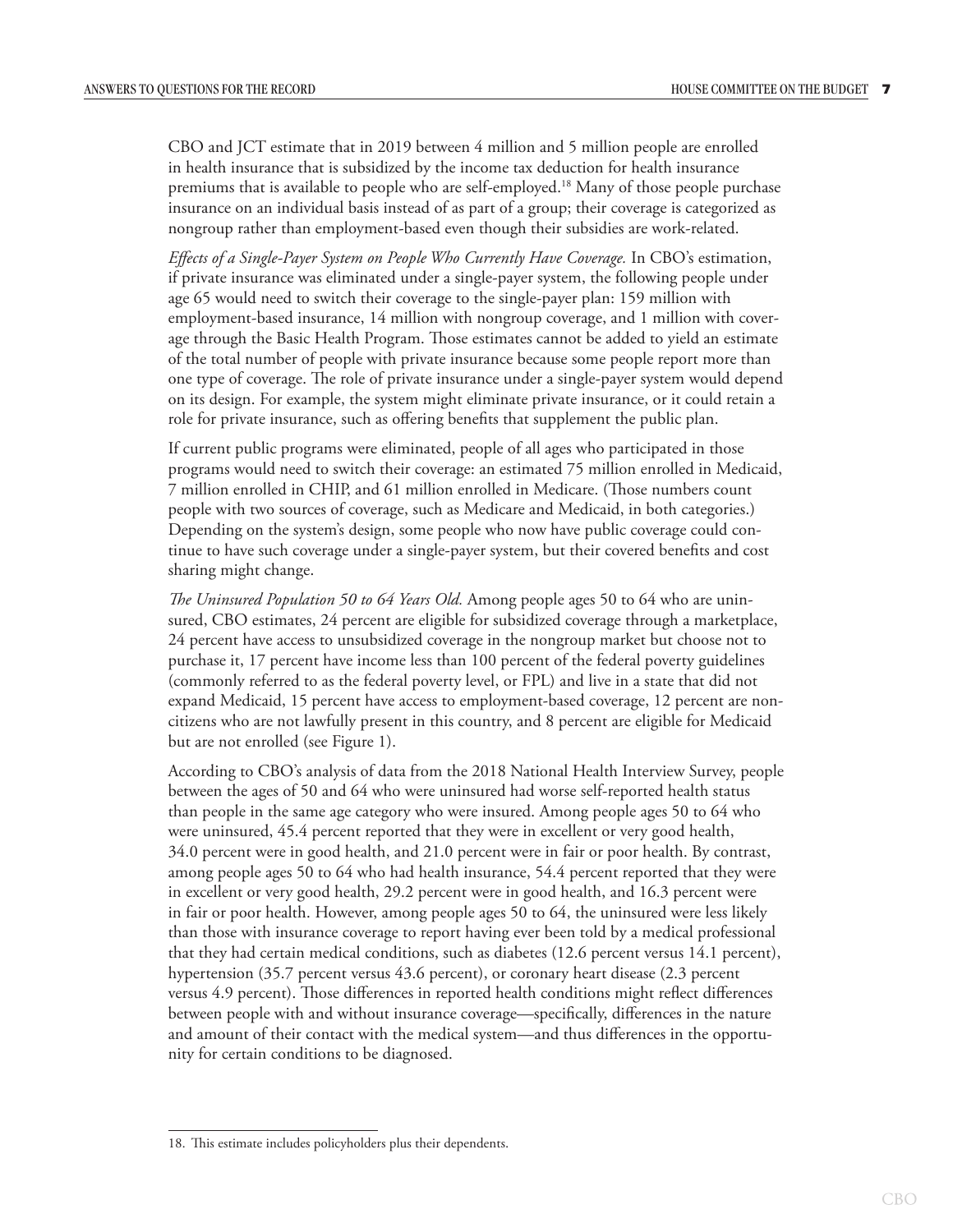CBO and JCT estimate that in 2019 between 4 million and 5 million people are enrolled in health insurance that is subsidized by the income tax deduction for health insurance premiums that is available to people who are self-employed.[18] Many of those people purchase insurance on an individual basis instead of as part of a group; their coverage is categorized as nongroup rather than employment-based even though their subsidies are work-related.

*Effects of a Single-Payer System on People Who Currently Have Coverage.* In CBO's estimation, if private insurance was eliminated under a single-payer system, the following people under age 65 would need to switch their coverage to the single-payer plan: 159 million with employment-based insurance, 14 million with nongroup coverage, and 1 million with coverage through the Basic Health Program. Those estimates cannot be added to yield an estimate of the total number of people with private insurance because some people report more than one type of coverage. The role of private insurance under a single-payer system would depend on its design. For example, the system might eliminate private insurance, or it could retain a role for private insurance, such as offering benefits that supplement the public plan.

If current public programs were eliminated, people of all ages who participated in those programs would need to switch their coverage: an estimated 75 million enrolled in Medicaid, 7 million enrolled in CHIP, and 61 million enrolled in Medicare. (Those numbers count people with two sources of coverage, such as Medicare and Medicaid, in both categories.) Depending on the system's design, some people who now have public coverage could continue to have such coverage under a single-payer system, but their covered benefits and cost sharing might change.

*The Uninsured Population 50 to 64 Years Old.* Among people ages 50 to 64 who are uninsured, CBO estimates, 24 percent are eligible for subsidized coverage through a marketplace, 24 percent have access to unsubsidized coverage in the nongroup market but choose not to purchase it, 17 percent have income less than 100 percent of the federal poverty guidelines (commonly referred to as the federal poverty level, or FPL) and live in a state that did not expand Medicaid, 15 percent have access to employment-based coverage, 12 percent are noncitizens who are not lawfully present in this country, and 8 percent are eligible for Medicaid but are not enrolled (see Figure 1).

According to CBO's analysis of data from the 2018 National Health Interview Survey, people between the ages of 50 and 64 who were uninsured had worse self-reported health status than people in the same age category who were insured. Among people ages 50 to 64 who were uninsured, 45.4 percent reported that they were in excellent or very good health, 34.0 percent were in good health, and 21.0 percent were in fair or poor health. By contrast, among people ages 50 to 64 who had health insurance, 54.4 percent reported that they were in excellent or very good health, 29.2 percent were in good health, and 16.3 percent were in fair or poor health. However, among people ages 50 to 64, the uninsured were less likely than those with insurance coverage to report having ever been told by a medical professional that they had certain medical conditions, such as diabetes (12.6 percent versus 14.1 percent), hypertension (35.7 percent versus 43.6 percent), or coronary heart disease (2.3 percent versus 4.9 percent). Those differences in reported health conditions might reflect differences between people with and without insurance coverage—specifically, differences in the nature and amount of their contact with the medical system—and thus differences in the opportunity for certain conditions to be diagnosed.

---

18. This estimate includes policyholders plus their dependents.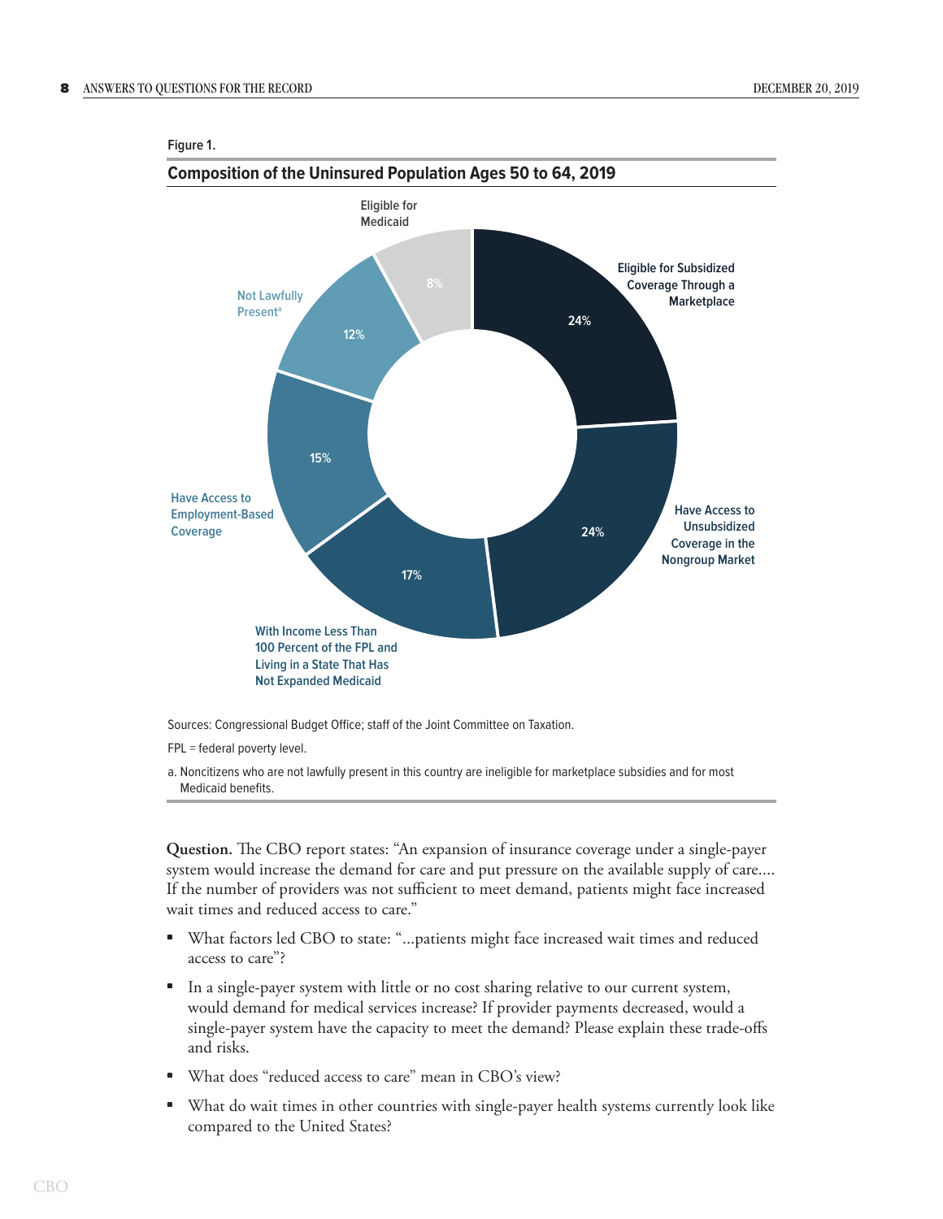Figure 1.

**Composition of the Uninsured Population Ages 50 to 64, 2019**

| Category | Share |
| --- | --- |
| Eligible for Subsidized Coverage Through a Marketplace | 24% |
| Have Access to Unsubsidized Coverage in the Nongroup Market | 24% |
| With Income Less Than 100 Percent of the FPL and Living in a State That Has Not Expanded Medicaid | 17% |
| Have Access to Employment-Based Coverage | 15% |
| Not Lawfully Present[a] | 12% |
| Eligible for Medicaid | 8% |

Sources: Congressional Budget Office; staff of the Joint Committee on Taxation.

FPL = federal poverty level.

a. Noncitizens who are not lawfully present in this country are ineligible for marketplace subsidies and for most Medicaid benefits.

**Question.** The CBO report states: "An expansion of insurance coverage under a single-payer system would increase the demand for care and put pressure on the available supply of care.... If the number of providers was not sufficient to meet demand, patients might face increased wait times and reduced access to care."

- What factors led CBO to state: "...patients might face increased wait times and reduced access to care"?
- In a single-payer system with little or no cost sharing relative to our current system, would demand for medical services increase? If provider payments decreased, would a single-payer system have the capacity to meet the demand? Please explain these trade-offs and risks.
- What does "reduced access to care" mean in CBO's view?
- What do wait times in other countries with single-payer health systems currently look like compared to the United States?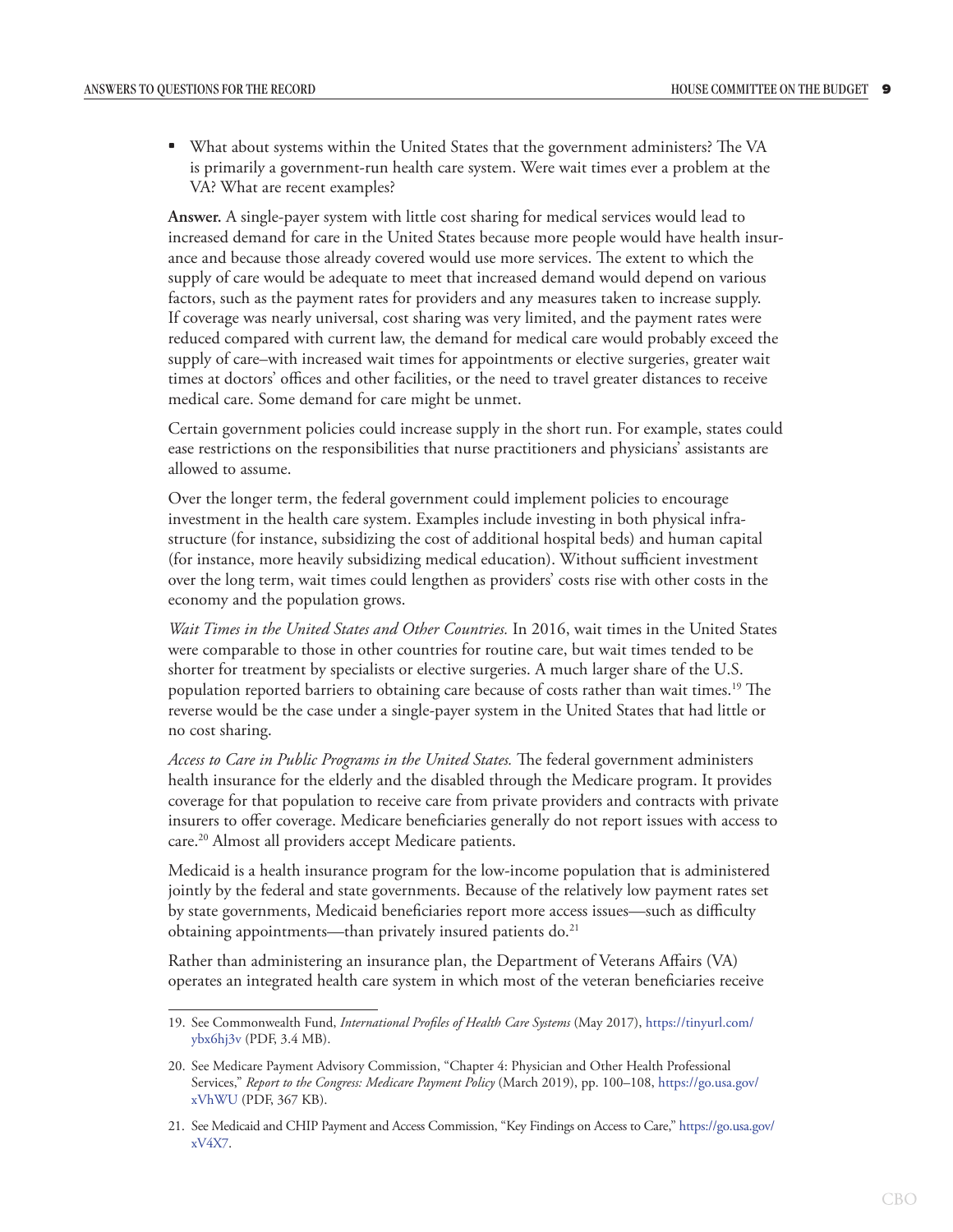- What about systems within the United States that the government administers? The VA is primarily a government-run health care system. Were wait times ever a problem at the VA? What are recent examples?

**Answer.** A single-payer system with little cost sharing for medical services would lead to increased demand for care in the United States because more people would have health insurance and because those already covered would use more services. The extent to which the supply of care would be adequate to meet that increased demand would depend on various factors, such as the payment rates for providers and any measures taken to increase supply. If coverage was nearly universal, cost sharing was very limited, and the payment rates were reduced compared with current law, the demand for medical care would probably exceed the supply of care–with increased wait times for appointments or elective surgeries, greater wait times at doctors' offices and other facilities, or the need to travel greater distances to receive medical care. Some demand for care might be unmet.

Certain government policies could increase supply in the short run. For example, states could ease restrictions on the responsibilities that nurse practitioners and physicians' assistants are allowed to assume.

Over the longer term, the federal government could implement policies to encourage investment in the health care system. Examples include investing in both physical infrastructure (for instance, subsidizing the cost of additional hospital beds) and human capital (for instance, more heavily subsidizing medical education). Without sufficient investment over the long term, wait times could lengthen as providers' costs rise with other costs in the economy and the population grows.

*Wait Times in the United States and Other Countries.* In 2016, wait times in the United States were comparable to those in other countries for routine care, but wait times tended to be shorter for treatment by specialists or elective surgeries. A much larger share of the U.S. population reported barriers to obtaining care because of costs rather than wait times.[19] The reverse would be the case under a single-payer system in the United States that had little or no cost sharing.

*Access to Care in Public Programs in the United States.* The federal government administers health insurance for the elderly and the disabled through the Medicare program. It provides coverage for that population to receive care from private providers and contracts with private insurers to offer coverage. Medicare beneficiaries generally do not report issues with access to care.[20] Almost all providers accept Medicare patients.

Medicaid is a health insurance program for the low-income population that is administered jointly by the federal and state governments. Because of the relatively low payment rates set by state governments, Medicaid beneficiaries report more access issues—such as difficulty obtaining appointments—than privately insured patients do.[21]

Rather than administering an insurance plan, the Department of Veterans Affairs (VA) operates an integrated health care system in which most of the veteran beneficiaries receive

---

19. See Commonwealth Fund, *International Profiles of Health Care Systems* (May 2017), https://tinyurl.com/ybx6hj3v (PDF, 3.4 MB).

20. See Medicare Payment Advisory Commission, "Chapter 4: Physician and Other Health Professional Services," *Report to the Congress: Medicare Payment Policy* (March 2019), pp. 100–108, https://go.usa.gov/xVhWU (PDF, 367 KB).

21. See Medicaid and CHIP Payment and Access Commission, "Key Findings on Access to Care," https://go.usa.gov/xV4X7.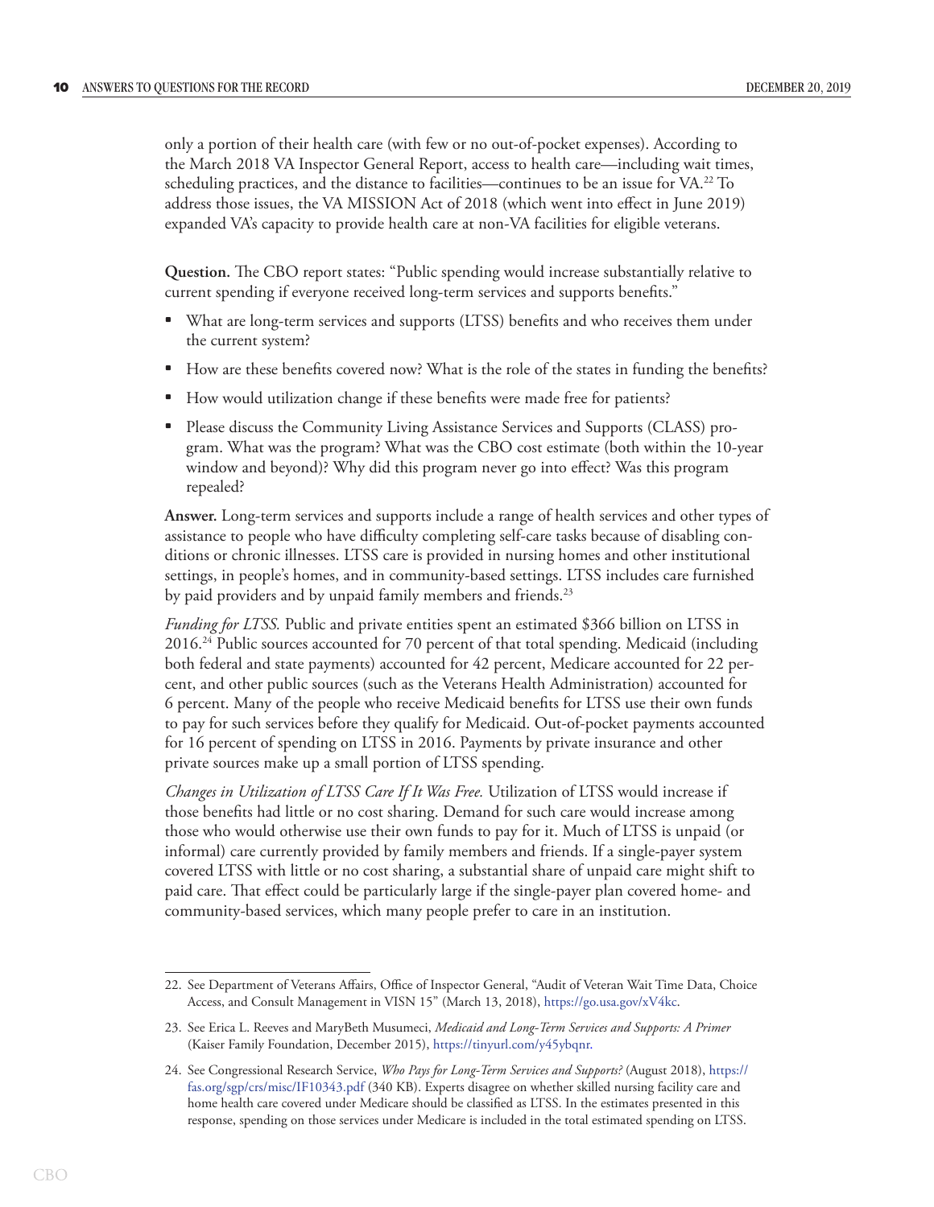only a portion of their health care (with few or no out-of-pocket expenses). According to the March 2018 VA Inspector General Report, access to health care—including wait times, scheduling practices, and the distance to facilities—continues to be an issue for VA.[22] To address those issues, the VA MISSION Act of 2018 (which went into effect in June 2019) expanded VA's capacity to provide health care at non-VA facilities for eligible veterans.

**Question.** The CBO report states: "Public spending would increase substantially relative to current spending if everyone received long-term services and supports benefits."

- What are long-term services and supports (LTSS) benefits and who receives them under the current system?
- How are these benefits covered now? What is the role of the states in funding the benefits?
- How would utilization change if these benefits were made free for patients?
- Please discuss the Community Living Assistance Services and Supports (CLASS) program. What was the program? What was the CBO cost estimate (both within the 10-year window and beyond)? Why did this program never go into effect? Was this program repealed?

**Answer.** Long-term services and supports include a range of health services and other types of assistance to people who have difficulty completing self-care tasks because of disabling conditions or chronic illnesses. LTSS care is provided in nursing homes and other institutional settings, in people's homes, and in community-based settings. LTSS includes care furnished by paid providers and by unpaid family members and friends.[23]

*Funding for LTSS.* Public and private entities spent an estimated $366 billion on LTSS in 2016.[24] Public sources accounted for 70 percent of that total spending. Medicaid (including both federal and state payments) accounted for 42 percent, Medicare accounted for 22 percent, and other public sources (such as the Veterans Health Administration) accounted for 6 percent. Many of the people who receive Medicaid benefits for LTSS use their own funds to pay for such services before they qualify for Medicaid. Out-of-pocket payments accounted for 16 percent of spending on LTSS in 2016. Payments by private insurance and other private sources make up a small portion of LTSS spending.

*Changes in Utilization of LTSS Care If It Was Free.* Utilization of LTSS would increase if those benefits had little or no cost sharing. Demand for such care would increase among those who would otherwise use their own funds to pay for it. Much of LTSS is unpaid (or informal) care currently provided by family members and friends. If a single-payer system covered LTSS with little or no cost sharing, a substantial share of unpaid care might shift to paid care. That effect could be particularly large if the single-payer plan covered home- and community-based services, which many people prefer to care in an institution.

---

22. See Department of Veterans Affairs, Office of Inspector General, "Audit of Veteran Wait Time Data, Choice Access, and Consult Management in VISN 15" (March 13, 2018), https://go.usa.gov/xV4kc.

23. See Erica L. Reeves and MaryBeth Musumeci, *Medicaid and Long-Term Services and Supports: A Primer* (Kaiser Family Foundation, December 2015), https://tinyurl.com/y45ybqnr.

24. See Congressional Research Service, *Who Pays for Long-Term Services and Supports?* (August 2018), https://fas.org/sgp/crs/misc/IF10343.pdf (340 KB). Experts disagree on whether skilled nursing facility care and home health care covered under Medicare should be classified as LTSS. In the estimates presented in this response, spending on those services under Medicare is included in the total estimated spending on LTSS.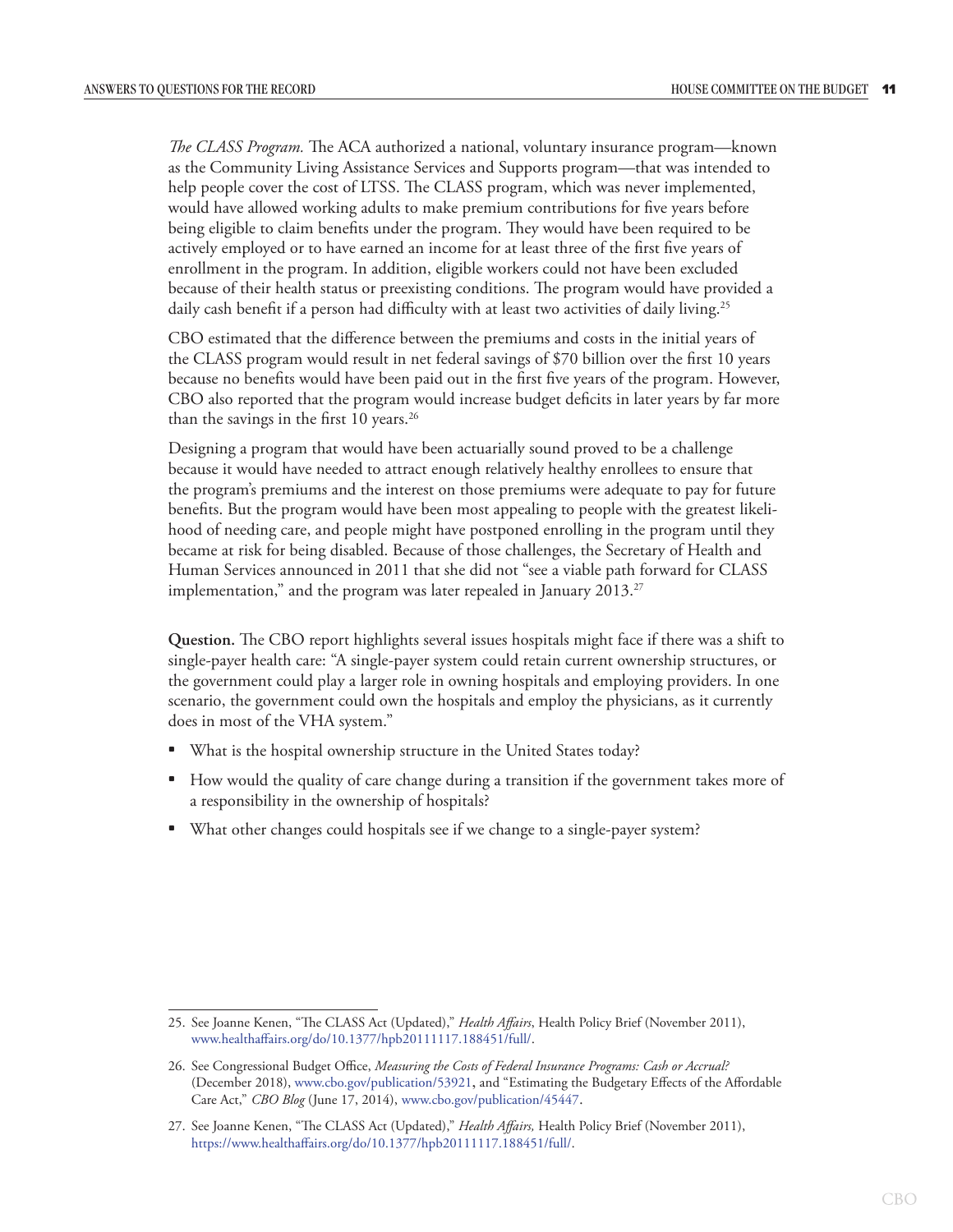*The CLASS Program.* The ACA authorized a national, voluntary insurance program—known as the Community Living Assistance Services and Supports program—that was intended to help people cover the cost of LTSS. The CLASS program, which was never implemented, would have allowed working adults to make premium contributions for five years before being eligible to claim benefits under the program. They would have been required to be actively employed or to have earned an income for at least three of the first five years of enrollment in the program. In addition, eligible workers could not have been excluded because of their health status or preexisting conditions. The program would have provided a daily cash benefit if a person had difficulty with at least two activities of daily living.[25]

CBO estimated that the difference between the premiums and costs in the initial years of the CLASS program would result in net federal savings of $70 billion over the first 10 years because no benefits would have been paid out in the first five years of the program. However, CBO also reported that the program would increase budget deficits in later years by far more than the savings in the first 10 years.[26]

Designing a program that would have been actuarially sound proved to be a challenge because it would have needed to attract enough relatively healthy enrollees to ensure that the program's premiums and the interest on those premiums were adequate to pay for future benefits. But the program would have been most appealing to people with the greatest likelihood of needing care, and people might have postponed enrolling in the program until they became at risk for being disabled. Because of those challenges, the Secretary of Health and Human Services announced in 2011 that she did not "see a viable path forward for CLASS implementation," and the program was later repealed in January 2013.[27]

**Question.** The CBO report highlights several issues hospitals might face if there was a shift to single-payer health care: "A single-payer system could retain current ownership structures, or the government could play a larger role in owning hospitals and employing providers. In one scenario, the government could own the hospitals and employ the physicians, as it currently does in most of the VHA system."

- What is the hospital ownership structure in the United States today?
- How would the quality of care change during a transition if the government takes more of a responsibility in the ownership of hospitals?
- What other changes could hospitals see if we change to a single-payer system?

---

25. See Joanne Kenen, "The CLASS Act (Updated)," *Health Affairs*, Health Policy Brief (November 2011), www.healthaffairs.org/do/10.1377/hpb20111117.188451/full/.

26. See Congressional Budget Office, *Measuring the Costs of Federal Insurance Programs: Cash or Accrual?* (December 2018), www.cbo.gov/publication/53921, and "Estimating the Budgetary Effects of the Affordable Care Act," *CBO Blog* (June 17, 2014), www.cbo.gov/publication/45447.

27. See Joanne Kenen, "The CLASS Act (Updated)," *Health Affairs,* Health Policy Brief (November 2011), https://www.healthaffairs.org/do/10.1377/hpb20111117.188451/full/.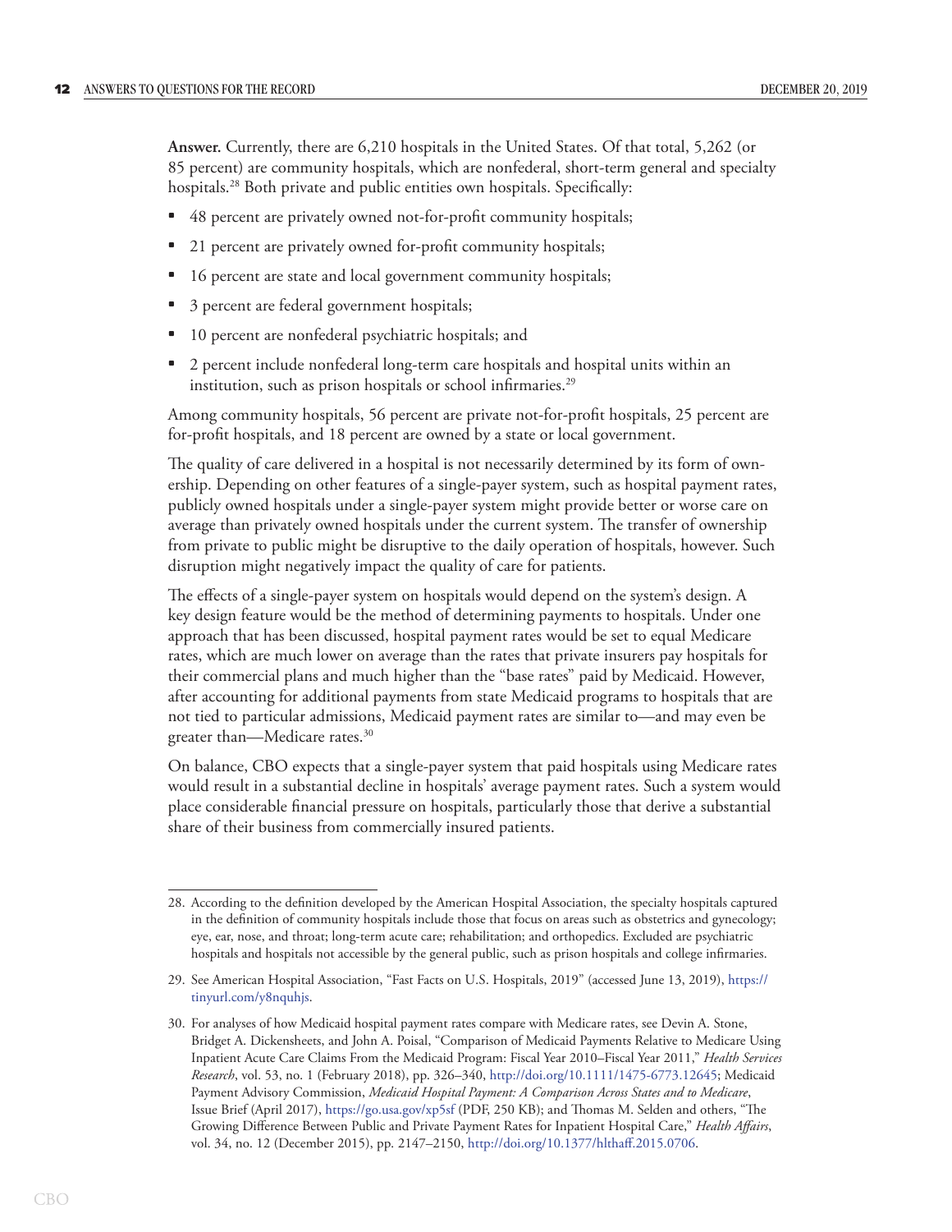**Answer.** Currently, there are 6,210 hospitals in the United States. Of that total, 5,262 (or 85 percent) are community hospitals, which are nonfederal, short-term general and specialty hospitals.[28] Both private and public entities own hospitals. Specifically:

- 48 percent are privately owned not-for-profit community hospitals;
- 21 percent are privately owned for-profit community hospitals;
- 16 percent are state and local government community hospitals;
- 3 percent are federal government hospitals;
- 10 percent are nonfederal psychiatric hospitals; and
- 2 percent include nonfederal long-term care hospitals and hospital units within an institution, such as prison hospitals or school infirmaries.[29]

Among community hospitals, 56 percent are private not-for-profit hospitals, 25 percent are for-profit hospitals, and 18 percent are owned by a state or local government.

The quality of care delivered in a hospital is not necessarily determined by its form of ownership. Depending on other features of a single-payer system, such as hospital payment rates, publicly owned hospitals under a single-payer system might provide better or worse care on average than privately owned hospitals under the current system. The transfer of ownership from private to public might be disruptive to the daily operation of hospitals, however. Such disruption might negatively impact the quality of care for patients.

The effects of a single-payer system on hospitals would depend on the system's design. A key design feature would be the method of determining payments to hospitals. Under one approach that has been discussed, hospital payment rates would be set to equal Medicare rates, which are much lower on average than the rates that private insurers pay hospitals for their commercial plans and much higher than the "base rates" paid by Medicaid. However, after accounting for additional payments from state Medicaid programs to hospitals that are not tied to particular admissions, Medicaid payment rates are similar to—and may even be greater than—Medicare rates.[30]

On balance, CBO expects that a single-payer system that paid hospitals using Medicare rates would result in a substantial decline in hospitals' average payment rates. Such a system would place considerable financial pressure on hospitals, particularly those that derive a substantial share of their business from commercially insured patients.

---

28. According to the definition developed by the American Hospital Association, the specialty hospitals captured in the definition of community hospitals include those that focus on areas such as obstetrics and gynecology; eye, ear, nose, and throat; long-term acute care; rehabilitation; and orthopedics. Excluded are psychiatric hospitals and hospitals not accessible by the general public, such as prison hospitals and college infirmaries.

29. See American Hospital Association, "Fast Facts on U.S. Hospitals, 2019" (accessed June 13, 2019), https://tinyurl.com/y8nquhjs.

30. For analyses of how Medicaid hospital payment rates compare with Medicare rates, see Devin A. Stone, Bridget A. Dickensheets, and John A. Poisal, "Comparison of Medicaid Payments Relative to Medicare Using Inpatient Acute Care Claims From the Medicaid Program: Fiscal Year 2010–Fiscal Year 2011," *Health Services Research*, vol. 53, no. 1 (February 2018), pp. 326–340, http://doi.org/10.1111/1475-6773.12645; Medicaid Payment Advisory Commission, *Medicaid Hospital Payment: A Comparison Across States and to Medicare*, Issue Brief (April 2017), https://go.usa.gov/xp5sf (PDF, 250 KB); and Thomas M. Selden and others, "The Growing Difference Between Public and Private Payment Rates for Inpatient Hospital Care," *Health Affairs*, vol. 34, no. 12 (December 2015), pp. 2147–2150, http://doi.org/10.1377/hlthaff.2015.0706.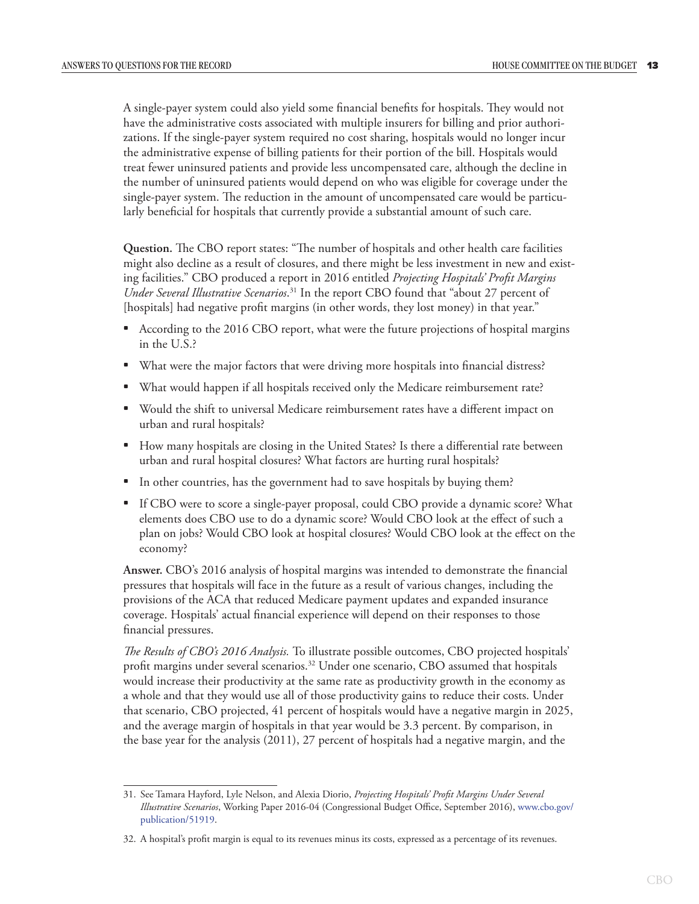A single-payer system could also yield some financial benefits for hospitals. They would not have the administrative costs associated with multiple insurers for billing and prior authorizations. If the single-payer system required no cost sharing, hospitals would no longer incur the administrative expense of billing patients for their portion of the bill. Hospitals would treat fewer uninsured patients and provide less uncompensated care, although the decline in the number of uninsured patients would depend on who was eligible for coverage under the single-payer system. The reduction in the amount of uncompensated care would be particularly beneficial for hospitals that currently provide a substantial amount of such care.

**Question.** The CBO report states: "The number of hospitals and other health care facilities might also decline as a result of closures, and there might be less investment in new and existing facilities." CBO produced a report in 2016 entitled *Projecting Hospitals' Profit Margins Under Several Illustrative Scenarios*.[31] In the report CBO found that "about 27 percent of [hospitals] had negative profit margins (in other words, they lost money) in that year."

- According to the 2016 CBO report, what were the future projections of hospital margins in the U.S.?
- What were the major factors that were driving more hospitals into financial distress?
- What would happen if all hospitals received only the Medicare reimbursement rate?
- Would the shift to universal Medicare reimbursement rates have a different impact on urban and rural hospitals?
- How many hospitals are closing in the United States? Is there a differential rate between urban and rural hospital closures? What factors are hurting rural hospitals?
- In other countries, has the government had to save hospitals by buying them?
- If CBO were to score a single-payer proposal, could CBO provide a dynamic score? What elements does CBO use to do a dynamic score? Would CBO look at the effect of such a plan on jobs? Would CBO look at hospital closures? Would CBO look at the effect on the economy?

**Answer.** CBO's 2016 analysis of hospital margins was intended to demonstrate the financial pressures that hospitals will face in the future as a result of various changes, including the provisions of the ACA that reduced Medicare payment updates and expanded insurance coverage. Hospitals' actual financial experience will depend on their responses to those financial pressures.

*The Results of CBO's 2016 Analysis.* To illustrate possible outcomes, CBO projected hospitals' profit margins under several scenarios.[32] Under one scenario, CBO assumed that hospitals would increase their productivity at the same rate as productivity growth in the economy as a whole and that they would use all of those productivity gains to reduce their costs. Under that scenario, CBO projected, 41 percent of hospitals would have a negative margin in 2025, and the average margin of hospitals in that year would be 3.3 percent. By comparison, in the base year for the analysis (2011), 27 percent of hospitals had a negative margin, and the

---

31. See Tamara Hayford, Lyle Nelson, and Alexia Diorio, *Projecting Hospitals' Profit Margins Under Several Illustrative Scenarios*, Working Paper 2016-04 (Congressional Budget Office, September 2016), www.cbo.gov/publication/51919.

32. A hospital's profit margin is equal to its revenues minus its costs, expressed as a percentage of its revenues.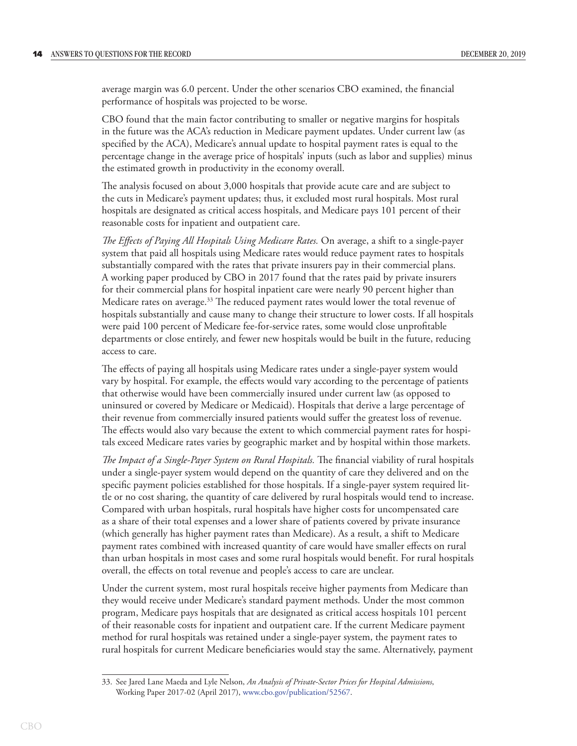average margin was 6.0 percent. Under the other scenarios CBO examined, the financial performance of hospitals was projected to be worse.

CBO found that the main factor contributing to smaller or negative margins for hospitals in the future was the ACA's reduction in Medicare payment updates. Under current law (as specified by the ACA), Medicare's annual update to hospital payment rates is equal to the percentage change in the average price of hospitals' inputs (such as labor and supplies) minus the estimated growth in productivity in the economy overall.

The analysis focused on about 3,000 hospitals that provide acute care and are subject to the cuts in Medicare's payment updates; thus, it excluded most rural hospitals. Most rural hospitals are designated as critical access hospitals, and Medicare pays 101 percent of their reasonable costs for inpatient and outpatient care.

*The Effects of Paying All Hospitals Using Medicare Rates.* On average, a shift to a single-payer system that paid all hospitals using Medicare rates would reduce payment rates to hospitals substantially compared with the rates that private insurers pay in their commercial plans. A working paper produced by CBO in 2017 found that the rates paid by private insurers for their commercial plans for hospital inpatient care were nearly 90 percent higher than Medicare rates on average.[33] The reduced payment rates would lower the total revenue of hospitals substantially and cause many to change their structure to lower costs. If all hospitals were paid 100 percent of Medicare fee-for-service rates, some would close unprofitable departments or close entirely, and fewer new hospitals would be built in the future, reducing access to care.

The effects of paying all hospitals using Medicare rates under a single-payer system would vary by hospital. For example, the effects would vary according to the percentage of patients that otherwise would have been commercially insured under current law (as opposed to uninsured or covered by Medicare or Medicaid). Hospitals that derive a large percentage of their revenue from commercially insured patients would suffer the greatest loss of revenue. The effects would also vary because the extent to which commercial payment rates for hospitals exceed Medicare rates varies by geographic market and by hospital within those markets.

*The Impact of a Single-Payer System on Rural Hospitals.* The financial viability of rural hospitals under a single-payer system would depend on the quantity of care they delivered and on the specific payment policies established for those hospitals. If a single-payer system required little or no cost sharing, the quantity of care delivered by rural hospitals would tend to increase. Compared with urban hospitals, rural hospitals have higher costs for uncompensated care as a share of their total expenses and a lower share of patients covered by private insurance (which generally has higher payment rates than Medicare). As a result, a shift to Medicare payment rates combined with increased quantity of care would have smaller effects on rural than urban hospitals in most cases and some rural hospitals would benefit. For rural hospitals overall, the effects on total revenue and people's access to care are unclear.

Under the current system, most rural hospitals receive higher payments from Medicare than they would receive under Medicare's standard payment methods. Under the most common program, Medicare pays hospitals that are designated as critical access hospitals 101 percent of their reasonable costs for inpatient and outpatient care. If the current Medicare payment method for rural hospitals was retained under a single-payer system, the payment rates to rural hospitals for current Medicare beneficiaries would stay the same. Alternatively, payment

---

33. See Jared Lane Maeda and Lyle Nelson, *An Analysis of Private-Sector Prices for Hospital Admissions*, Working Paper 2017-02 (April 2017), www.cbo.gov/publication/52567.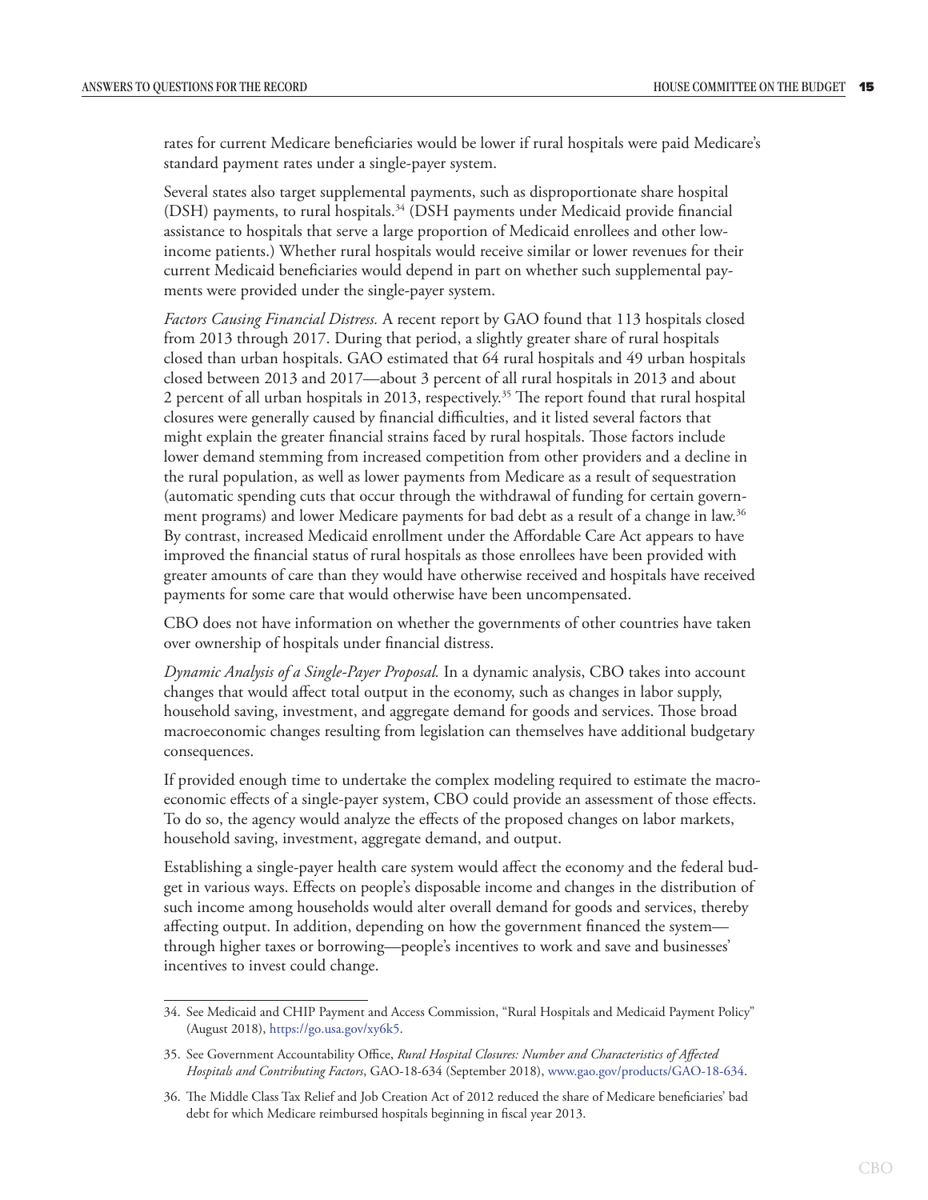rates for current Medicare beneficiaries would be lower if rural hospitals were paid Medicare's standard payment rates under a single-payer system.

Several states also target supplemental payments, such as disproportionate share hospital (DSH) payments, to rural hospitals.[34] (DSH payments under Medicaid provide financial assistance to hospitals that serve a large proportion of Medicaid enrollees and other low-income patients.) Whether rural hospitals would receive similar or lower revenues for their current Medicaid beneficiaries would depend in part on whether such supplemental payments were provided under the single-payer system.

*Factors Causing Financial Distress.* A recent report by GAO found that 113 hospitals closed from 2013 through 2017. During that period, a slightly greater share of rural hospitals closed than urban hospitals. GAO estimated that 64 rural hospitals and 49 urban hospitals closed between 2013 and 2017—about 3 percent of all rural hospitals in 2013 and about 2 percent of all urban hospitals in 2013, respectively.[35] The report found that rural hospital closures were generally caused by financial difficulties, and it listed several factors that might explain the greater financial strains faced by rural hospitals. Those factors include lower demand stemming from increased competition from other providers and a decline in the rural population, as well as lower payments from Medicare as a result of sequestration (automatic spending cuts that occur through the withdrawal of funding for certain government programs) and lower Medicare payments for bad debt as a result of a change in law.[36] By contrast, increased Medicaid enrollment under the Affordable Care Act appears to have improved the financial status of rural hospitals as those enrollees have been provided with greater amounts of care than they would have otherwise received and hospitals have received payments for some care that would otherwise have been uncompensated.

CBO does not have information on whether the governments of other countries have taken over ownership of hospitals under financial distress.

*Dynamic Analysis of a Single-Payer Proposal.* In a dynamic analysis, CBO takes into account changes that would affect total output in the economy, such as changes in labor supply, household saving, investment, and aggregate demand for goods and services. Those broad macroeconomic changes resulting from legislation can themselves have additional budgetary consequences.

If provided enough time to undertake the complex modeling required to estimate the macroeconomic effects of a single-payer system, CBO could provide an assessment of those effects. To do so, the agency would analyze the effects of the proposed changes on labor markets, household saving, investment, aggregate demand, and output.

Establishing a single-payer health care system would affect the economy and the federal budget in various ways. Effects on people's disposable income and changes in the distribution of such income among households would alter overall demand for goods and services, thereby affecting output. In addition, depending on how the government financed the system—through higher taxes or borrowing—people's incentives to work and save and businesses' incentives to invest could change.

---

34. See Medicaid and CHIP Payment and Access Commission, "Rural Hospitals and Medicaid Payment Policy" (August 2018), https://go.usa.gov/xy6k5.

35. See Government Accountability Office, *Rural Hospital Closures: Number and Characteristics of Affected Hospitals and Contributing Factors*, GAO-18-634 (September 2018), www.gao.gov/products/GAO-18-634.

36. The Middle Class Tax Relief and Job Creation Act of 2012 reduced the share of Medicare beneficiaries' bad debt for which Medicare reimbursed hospitals beginning in fiscal year 2013.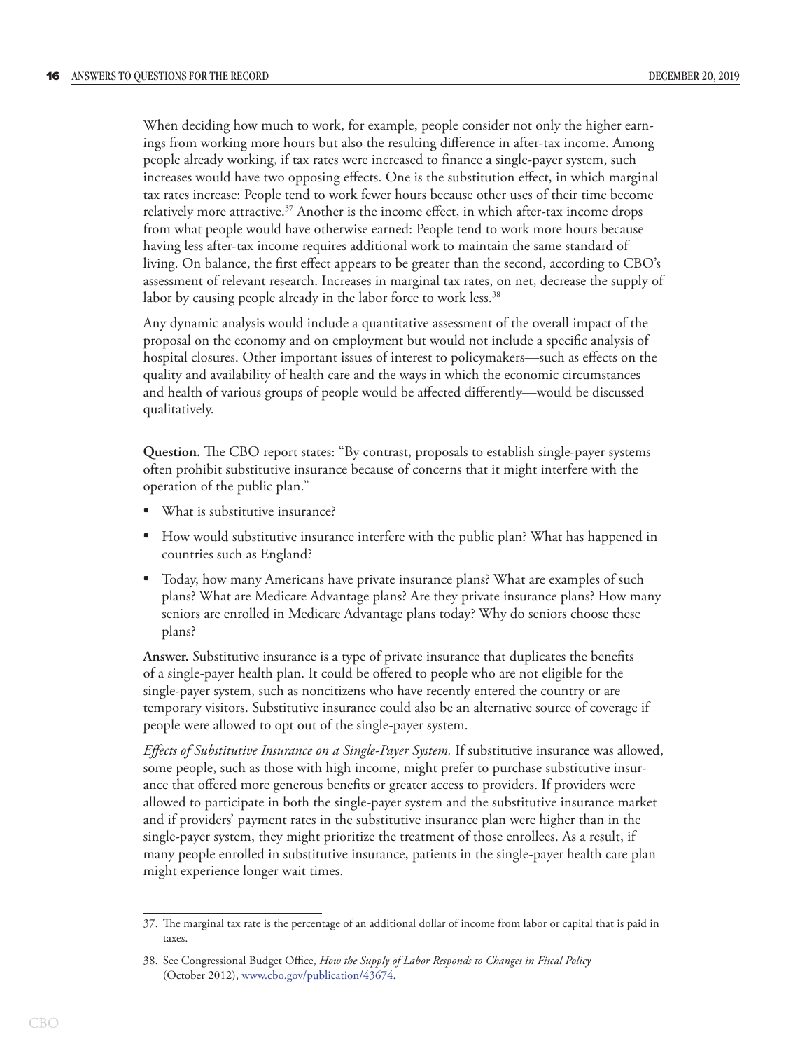When deciding how much to work, for example, people consider not only the higher earnings from working more hours but also the resulting difference in after-tax income. Among people already working, if tax rates were increased to finance a single-payer system, such increases would have two opposing effects. One is the substitution effect, in which marginal tax rates increase: People tend to work fewer hours because other uses of their time become relatively more attractive.[37] Another is the income effect, in which after-tax income drops from what people would have otherwise earned: People tend to work more hours because having less after-tax income requires additional work to maintain the same standard of living. On balance, the first effect appears to be greater than the second, according to CBO's assessment of relevant research. Increases in marginal tax rates, on net, decrease the supply of labor by causing people already in the labor force to work less.[38]

Any dynamic analysis would include a quantitative assessment of the overall impact of the proposal on the economy and on employment but would not include a specific analysis of hospital closures. Other important issues of interest to policymakers—such as effects on the quality and availability of health care and the ways in which the economic circumstances and health of various groups of people would be affected differently—would be discussed qualitatively.

**Question.** The CBO report states: "By contrast, proposals to establish single-payer systems often prohibit substitutive insurance because of concerns that it might interfere with the operation of the public plan."

- What is substitutive insurance?
- How would substitutive insurance interfere with the public plan? What has happened in countries such as England?
- Today, how many Americans have private insurance plans? What are examples of such plans? What are Medicare Advantage plans? Are they private insurance plans? How many seniors are enrolled in Medicare Advantage plans today? Why do seniors choose these plans?

**Answer.** Substitutive insurance is a type of private insurance that duplicates the benefits of a single-payer health plan. It could be offered to people who are not eligible for the single-payer system, such as noncitizens who have recently entered the country or are temporary visitors. Substitutive insurance could also be an alternative source of coverage if people were allowed to opt out of the single-payer system.

*Effects of Substitutive Insurance on a Single-Payer System.* If substitutive insurance was allowed, some people, such as those with high income, might prefer to purchase substitutive insurance that offered more generous benefits or greater access to providers. If providers were allowed to participate in both the single-payer system and the substitutive insurance market and if providers' payment rates in the substitutive insurance plan were higher than in the single-payer system, they might prioritize the treatment of those enrollees. As a result, if many people enrolled in substitutive insurance, patients in the single-payer health care plan might experience longer wait times.

---

37. The marginal tax rate is the percentage of an additional dollar of income from labor or capital that is paid in taxes.

38. See Congressional Budget Office, *How the Supply of Labor Responds to Changes in Fiscal Policy* (October 2012), www.cbo.gov/publication/43674.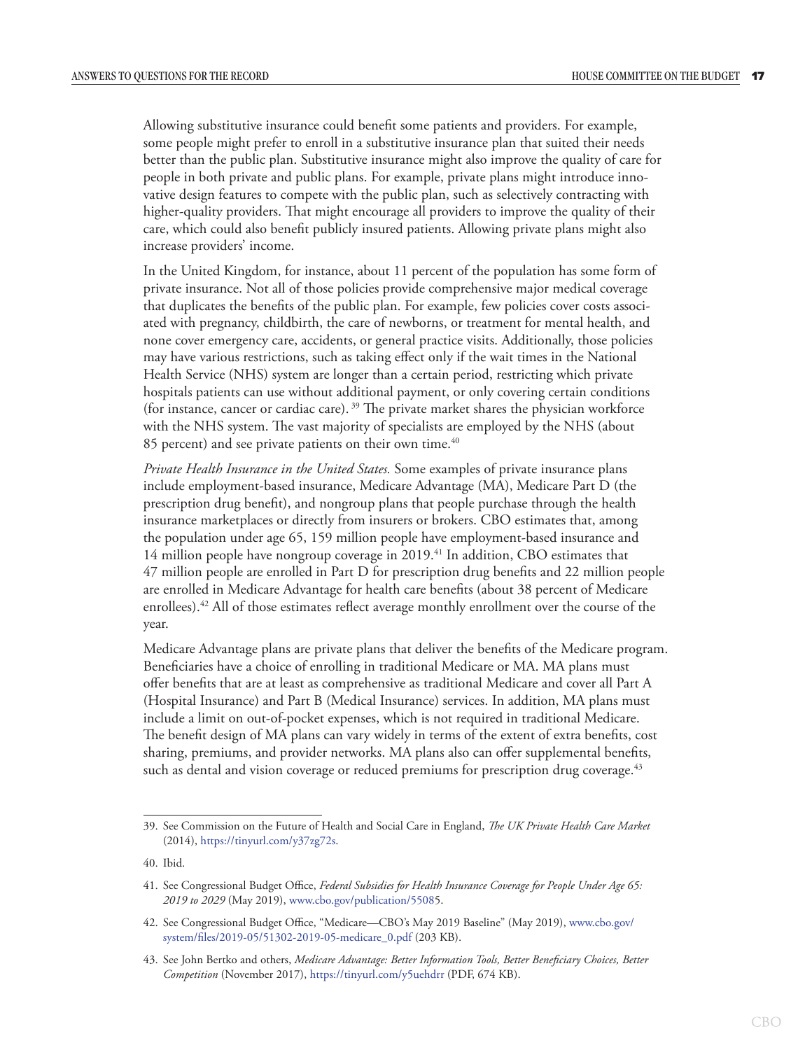Allowing substitutive insurance could benefit some patients and providers. For example, some people might prefer to enroll in a substitutive insurance plan that suited their needs better than the public plan. Substitutive insurance might also improve the quality of care for people in both private and public plans. For example, private plans might introduce innovative design features to compete with the public plan, such as selectively contracting with higher-quality providers. That might encourage all providers to improve the quality of their care, which could also benefit publicly insured patients. Allowing private plans might also increase providers' income.

In the United Kingdom, for instance, about 11 percent of the population has some form of private insurance. Not all of those policies provide comprehensive major medical coverage that duplicates the benefits of the public plan. For example, few policies cover costs associated with pregnancy, childbirth, the care of newborns, or treatment for mental health, and none cover emergency care, accidents, or general practice visits. Additionally, those policies may have various restrictions, such as taking effect only if the wait times in the National Health Service (NHS) system are longer than a certain period, restricting which private hospitals patients can use without additional payment, or only covering certain conditions (for instance, cancer or cardiac care).[39] The private market shares the physician workforce with the NHS system. The vast majority of specialists are employed by the NHS (about 85 percent) and see private patients on their own time.[40]

*Private Health Insurance in the United States.* Some examples of private insurance plans include employment-based insurance, Medicare Advantage (MA), Medicare Part D (the prescription drug benefit), and nongroup plans that people purchase through the health insurance marketplaces or directly from insurers or brokers. CBO estimates that, among the population under age 65, 159 million people have employment-based insurance and 14 million people have nongroup coverage in 2019.[41] In addition, CBO estimates that 47 million people are enrolled in Part D for prescription drug benefits and 22 million people are enrolled in Medicare Advantage for health care benefits (about 38 percent of Medicare enrollees).[42] All of those estimates reflect average monthly enrollment over the course of the year.

Medicare Advantage plans are private plans that deliver the benefits of the Medicare program. Beneficiaries have a choice of enrolling in traditional Medicare or MA. MA plans must offer benefits that are at least as comprehensive as traditional Medicare and cover all Part A (Hospital Insurance) and Part B (Medical Insurance) services. In addition, MA plans must include a limit on out-of-pocket expenses, which is not required in traditional Medicare. The benefit design of MA plans can vary widely in terms of the extent of extra benefits, cost sharing, premiums, and provider networks. MA plans also can offer supplemental benefits, such as dental and vision coverage or reduced premiums for prescription drug coverage.[43]

---

39. See Commission on the Future of Health and Social Care in England, *The UK Private Health Care Market* (2014), https://tinyurl.com/y37zg72s.

40. Ibid.

41. See Congressional Budget Office, *Federal Subsidies for Health Insurance Coverage for People Under Age 65: 2019 to 2029* (May 2019), www.cbo.gov/publication/55085.

42. See Congressional Budget Office, "Medicare—CBO's May 2019 Baseline" (May 2019), www.cbo.gov/system/files/2019-05/51302-2019-05-medicare_0.pdf (203 KB).

43. See John Bertko and others, *Medicare Advantage: Better Information Tools, Better Beneficiary Choices, Better Competition* (November 2017), https://tinyurl.com/y5uehdrr (PDF, 674 KB).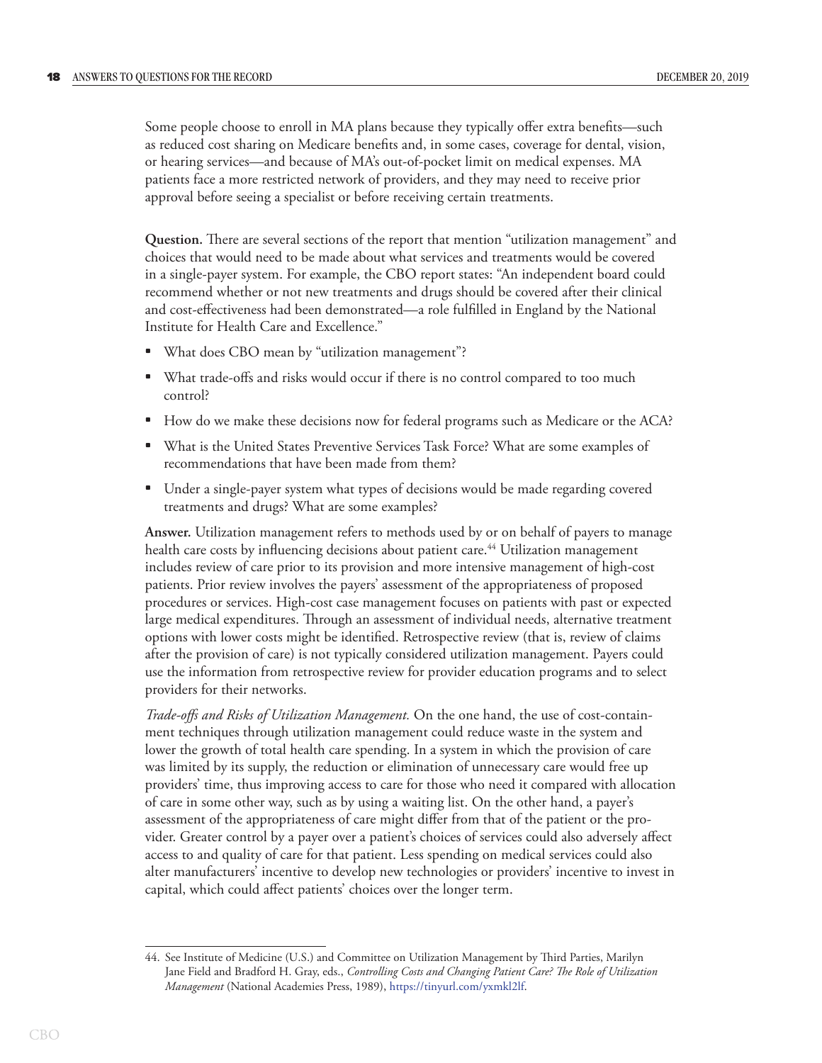Some people choose to enroll in MA plans because they typically offer extra benefits—such as reduced cost sharing on Medicare benefits and, in some cases, coverage for dental, vision, or hearing services—and because of MA's out-of-pocket limit on medical expenses. MA patients face a more restricted network of providers, and they may need to receive prior approval before seeing a specialist or before receiving certain treatments.

**Question.** There are several sections of the report that mention "utilization management" and choices that would need to be made about what services and treatments would be covered in a single-payer system. For example, the CBO report states: "An independent board could recommend whether or not new treatments and drugs should be covered after their clinical and cost-effectiveness had been demonstrated—a role fulfilled in England by the National Institute for Health Care and Excellence."

- What does CBO mean by "utilization management"?
- What trade-offs and risks would occur if there is no control compared to too much control?
- How do we make these decisions now for federal programs such as Medicare or the ACA?
- What is the United States Preventive Services Task Force? What are some examples of recommendations that have been made from them?
- Under a single-payer system what types of decisions would be made regarding covered treatments and drugs? What are some examples?

**Answer.** Utilization management refers to methods used by or on behalf of payers to manage health care costs by influencing decisions about patient care.[44] Utilization management includes review of care prior to its provision and more intensive management of high-cost patients. Prior review involves the payers' assessment of the appropriateness of proposed procedures or services. High-cost case management focuses on patients with past or expected large medical expenditures. Through an assessment of individual needs, alternative treatment options with lower costs might be identified. Retrospective review (that is, review of claims after the provision of care) is not typically considered utilization management. Payers could use the information from retrospective review for provider education programs and to select providers for their networks.

*Trade-offs and Risks of Utilization Management.* On the one hand, the use of cost-containment techniques through utilization management could reduce waste in the system and lower the growth of total health care spending. In a system in which the provision of care was limited by its supply, the reduction or elimination of unnecessary care would free up providers' time, thus improving access to care for those who need it compared with allocation of care in some other way, such as by using a waiting list. On the other hand, a payer's assessment of the appropriateness of care might differ from that of the patient or the provider. Greater control by a payer over a patient's choices of services could also adversely affect access to and quality of care for that patient. Less spending on medical services could also alter manufacturers' incentive to develop new technologies or providers' incentive to invest in capital, which could affect patients' choices over the longer term.

---

44. See Institute of Medicine (U.S.) and Committee on Utilization Management by Third Parties, Marilyn Jane Field and Bradford H. Gray, eds., *Controlling Costs and Changing Patient Care? The Role of Utilization Management* (National Academies Press, 1989), https://tinyurl.com/yxmkl2lf.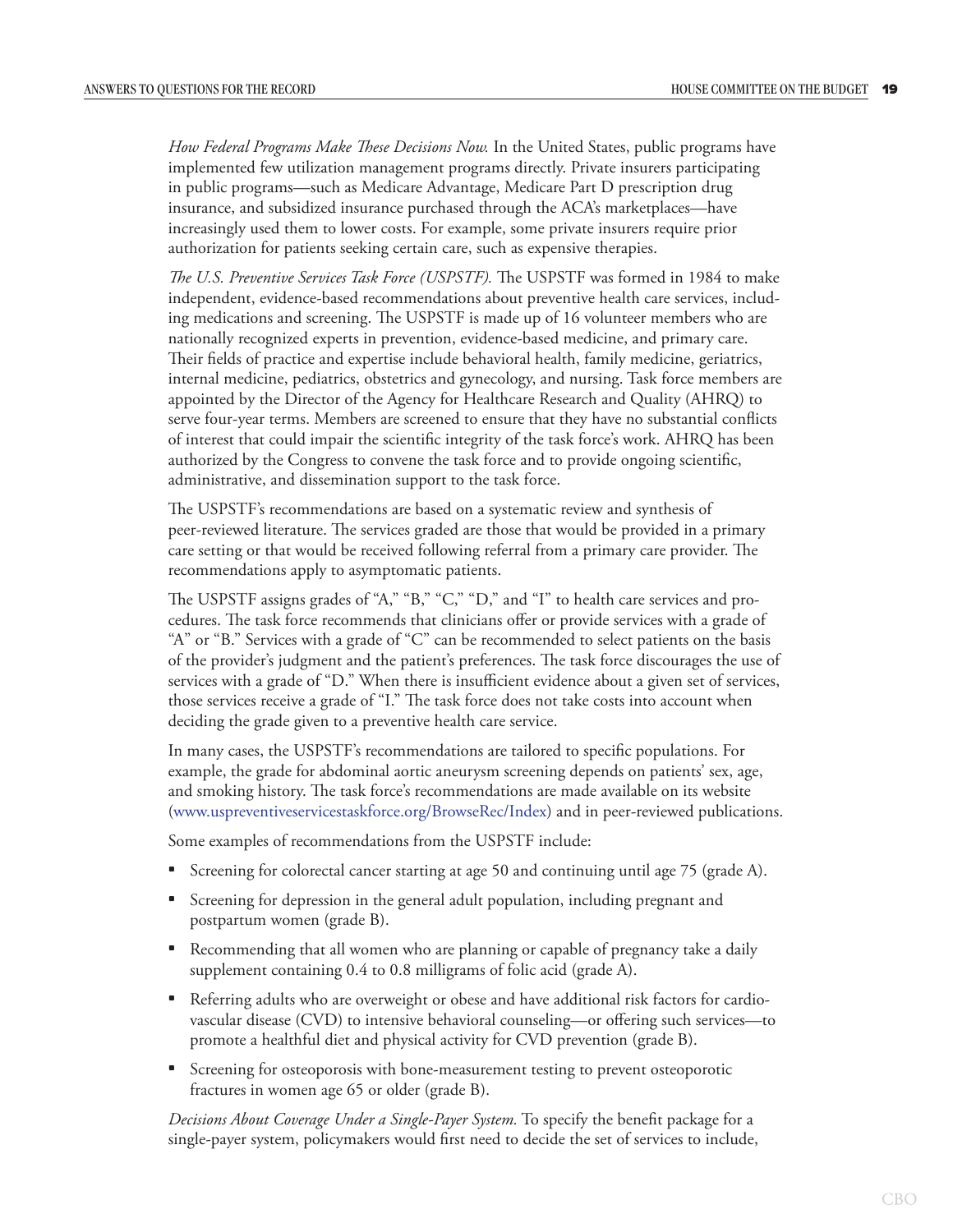*How Federal Programs Make These Decisions Now.* In the United States, public programs have implemented few utilization management programs directly. Private insurers participating in public programs—such as Medicare Advantage, Medicare Part D prescription drug insurance, and subsidized insurance purchased through the ACA's marketplaces—have increasingly used them to lower costs. For example, some private insurers require prior authorization for patients seeking certain care, such as expensive therapies.

*The U.S. Preventive Services Task Force (USPSTF).* The USPSTF was formed in 1984 to make independent, evidence-based recommendations about preventive health care services, including medications and screening. The USPSTF is made up of 16 volunteer members who are nationally recognized experts in prevention, evidence-based medicine, and primary care. Their fields of practice and expertise include behavioral health, family medicine, geriatrics, internal medicine, pediatrics, obstetrics and gynecology, and nursing. Task force members are appointed by the Director of the Agency for Healthcare Research and Quality (AHRQ) to serve four-year terms. Members are screened to ensure that they have no substantial conflicts of interest that could impair the scientific integrity of the task force's work. AHRQ has been authorized by the Congress to convene the task force and to provide ongoing scientific, administrative, and dissemination support to the task force.

The USPSTF's recommendations are based on a systematic review and synthesis of peer-reviewed literature. The services graded are those that would be provided in a primary care setting or that would be received following referral from a primary care provider. The recommendations apply to asymptomatic patients.

The USPSTF assigns grades of "A," "B," "C," "D," and "I" to health care services and procedures. The task force recommends that clinicians offer or provide services with a grade of "A" or "B." Services with a grade of "C" can be recommended to select patients on the basis of the provider's judgment and the patient's preferences. The task force discourages the use of services with a grade of "D." When there is insufficient evidence about a given set of services, those services receive a grade of "I." The task force does not take costs into account when deciding the grade given to a preventive health care service.

In many cases, the USPSTF's recommendations are tailored to specific populations. For example, the grade for abdominal aortic aneurysm screening depends on patients' sex, age, and smoking history. The task force's recommendations are made available on its website (www.uspreventiveservicestaskforce.org/BrowseRec/Index) and in peer-reviewed publications.

Some examples of recommendations from the USPSTF include:

- Screening for colorectal cancer starting at age 50 and continuing until age 75 (grade A).
- Screening for depression in the general adult population, including pregnant and postpartum women (grade B).
- Recommending that all women who are planning or capable of pregnancy take a daily supplement containing 0.4 to 0.8 milligrams of folic acid (grade A).
- Referring adults who are overweight or obese and have additional risk factors for cardiovascular disease (CVD) to intensive behavioral counseling—or offering such services—to promote a healthful diet and physical activity for CVD prevention (grade B).
- Screening for osteoporosis with bone-measurement testing to prevent osteoporotic fractures in women age 65 or older (grade B).

*Decisions About Coverage Under a Single-Payer System.* To specify the benefit package for a single-payer system, policymakers would first need to decide the set of services to include,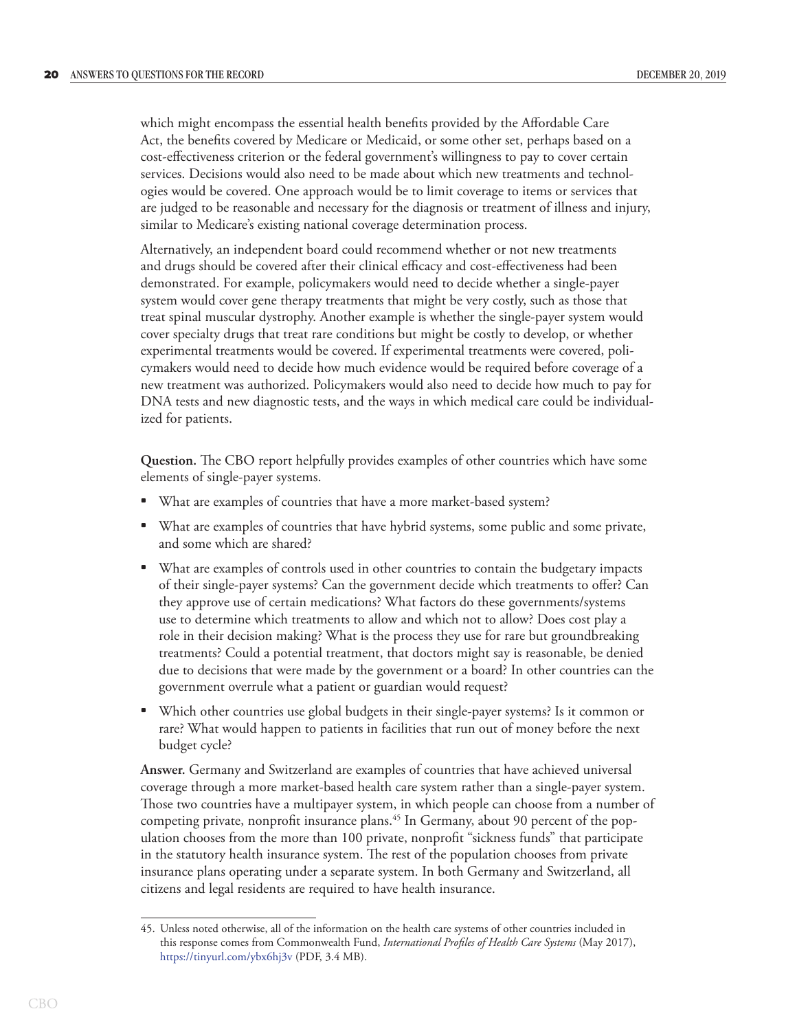which might encompass the essential health benefits provided by the Affordable Care Act, the benefits covered by Medicare or Medicaid, or some other set, perhaps based on a cost-effectiveness criterion or the federal government's willingness to pay to cover certain services. Decisions would also need to be made about which new treatments and technologies would be covered. One approach would be to limit coverage to items or services that are judged to be reasonable and necessary for the diagnosis or treatment of illness and injury, similar to Medicare's existing national coverage determination process.

Alternatively, an independent board could recommend whether or not new treatments and drugs should be covered after their clinical efficacy and cost-effectiveness had been demonstrated. For example, policymakers would need to decide whether a single-payer system would cover gene therapy treatments that might be very costly, such as those that treat spinal muscular dystrophy. Another example is whether the single-payer system would cover specialty drugs that treat rare conditions but might be costly to develop, or whether experimental treatments would be covered. If experimental treatments were covered, policymakers would need to decide how much evidence would be required before coverage of a new treatment was authorized. Policymakers would also need to decide how much to pay for DNA tests and new diagnostic tests, and the ways in which medical care could be individualized for patients.

**Question.** The CBO report helpfully provides examples of other countries which have some elements of single-payer systems.

- What are examples of countries that have a more market-based system?
- What are examples of countries that have hybrid systems, some public and some private, and some which are shared?
- What are examples of controls used in other countries to contain the budgetary impacts of their single-payer systems? Can the government decide which treatments to offer? Can they approve use of certain medications? What factors do these governments/systems use to determine which treatments to allow and which not to allow? Does cost play a role in their decision making? What is the process they use for rare but groundbreaking treatments? Could a potential treatment, that doctors might say is reasonable, be denied due to decisions that were made by the government or a board? In other countries can the government overrule what a patient or guardian would request?
- Which other countries use global budgets in their single-payer systems? Is it common or rare? What would happen to patients in facilities that run out of money before the next budget cycle?

**Answer.** Germany and Switzerland are examples of countries that have achieved universal coverage through a more market-based health care system rather than a single-payer system. Those two countries have a multipayer system, in which people can choose from a number of competing private, nonprofit insurance plans.[45] In Germany, about 90 percent of the population chooses from the more than 100 private, nonprofit "sickness funds" that participate in the statutory health insurance system. The rest of the population chooses from private insurance plans operating under a separate system. In both Germany and Switzerland, all citizens and legal residents are required to have health insurance.

45. Unless noted otherwise, all of the information on the health care systems of other countries included in this response comes from Commonwealth Fund, *International Profiles of Health Care Systems* (May 2017), https://tinyurl.com/ybx6hj3v (PDF, 3.4 MB).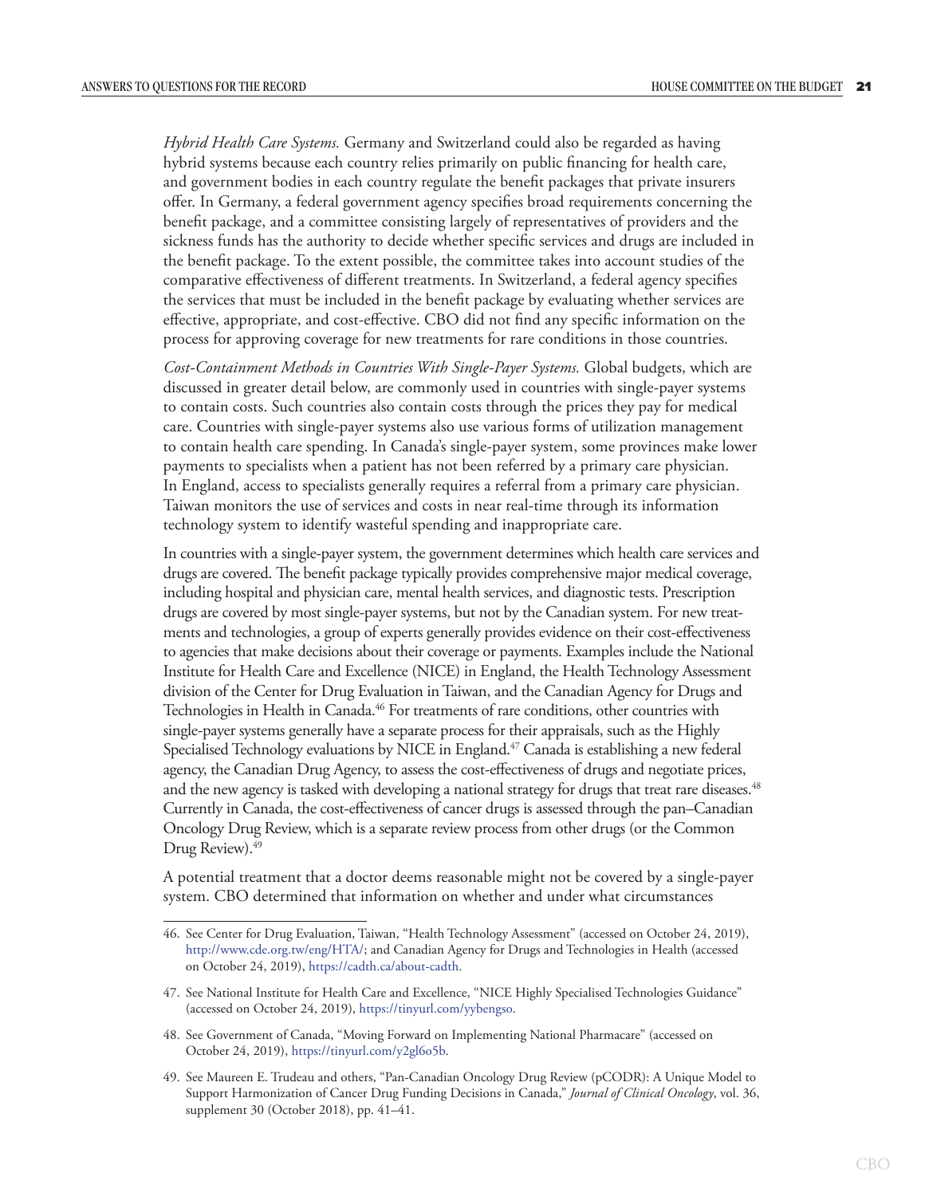*Hybrid Health Care Systems.* Germany and Switzerland could also be regarded as having hybrid systems because each country relies primarily on public financing for health care, and government bodies in each country regulate the benefit packages that private insurers offer. In Germany, a federal government agency specifies broad requirements concerning the benefit package, and a committee consisting largely of representatives of providers and the sickness funds has the authority to decide whether specific services and drugs are included in the benefit package. To the extent possible, the committee takes into account studies of the comparative effectiveness of different treatments. In Switzerland, a federal agency specifies the services that must be included in the benefit package by evaluating whether services are effective, appropriate, and cost-effective. CBO did not find any specific information on the process for approving coverage for new treatments for rare conditions in those countries.

*Cost-Containment Methods in Countries With Single-Payer Systems.* Global budgets, which are discussed in greater detail below, are commonly used in countries with single-payer systems to contain costs. Such countries also contain costs through the prices they pay for medical care. Countries with single-payer systems also use various forms of utilization management to contain health care spending. In Canada's single-payer system, some provinces make lower payments to specialists when a patient has not been referred by a primary care physician. In England, access to specialists generally requires a referral from a primary care physician. Taiwan monitors the use of services and costs in near real-time through its information technology system to identify wasteful spending and inappropriate care.

In countries with a single-payer system, the government determines which health care services and drugs are covered. The benefit package typically provides comprehensive major medical coverage, including hospital and physician care, mental health services, and diagnostic tests. Prescription drugs are covered by most single-payer systems, but not by the Canadian system. For new treatments and technologies, a group of experts generally provides evidence on their cost-effectiveness to agencies that make decisions about their coverage or payments. Examples include the National Institute for Health Care and Excellence (NICE) in England, the Health Technology Assessment division of the Center for Drug Evaluation in Taiwan, and the Canadian Agency for Drugs and Technologies in Health in Canada.[46] For treatments of rare conditions, other countries with single-payer systems generally have a separate process for their appraisals, such as the Highly Specialised Technology evaluations by NICE in England.[47] Canada is establishing a new federal agency, the Canadian Drug Agency, to assess the cost-effectiveness of drugs and negotiate prices, and the new agency is tasked with developing a national strategy for drugs that treat rare diseases.[48] Currently in Canada, the cost-effectiveness of cancer drugs is assessed through the pan–Canadian Oncology Drug Review, which is a separate review process from other drugs (or the Common Drug Review).[49]

A potential treatment that a doctor deems reasonable might not be covered by a single-payer system. CBO determined that information on whether and under what circumstances

---

46. See Center for Drug Evaluation, Taiwan, "Health Technology Assessment" (accessed on October 24, 2019), http://www.cde.org.tw/eng/HTA/; and Canadian Agency for Drugs and Technologies in Health (accessed on October 24, 2019), https://cadth.ca/about-cadth.

47. See National Institute for Health Care and Excellence, "NICE Highly Specialised Technologies Guidance" (accessed on October 24, 2019), https://tinyurl.com/yybengso.

48. See Government of Canada, "Moving Forward on Implementing National Pharmacare" (accessed on October 24, 2019), https://tinyurl.com/y2gl6o5b.

49. See Maureen E. Trudeau and others, "Pan-Canadian Oncology Drug Review (pCODR): A Unique Model to Support Harmonization of Cancer Drug Funding Decisions in Canada," *Journal of Clinical Oncology*, vol. 36, supplement 30 (October 2018), pp. 41–41.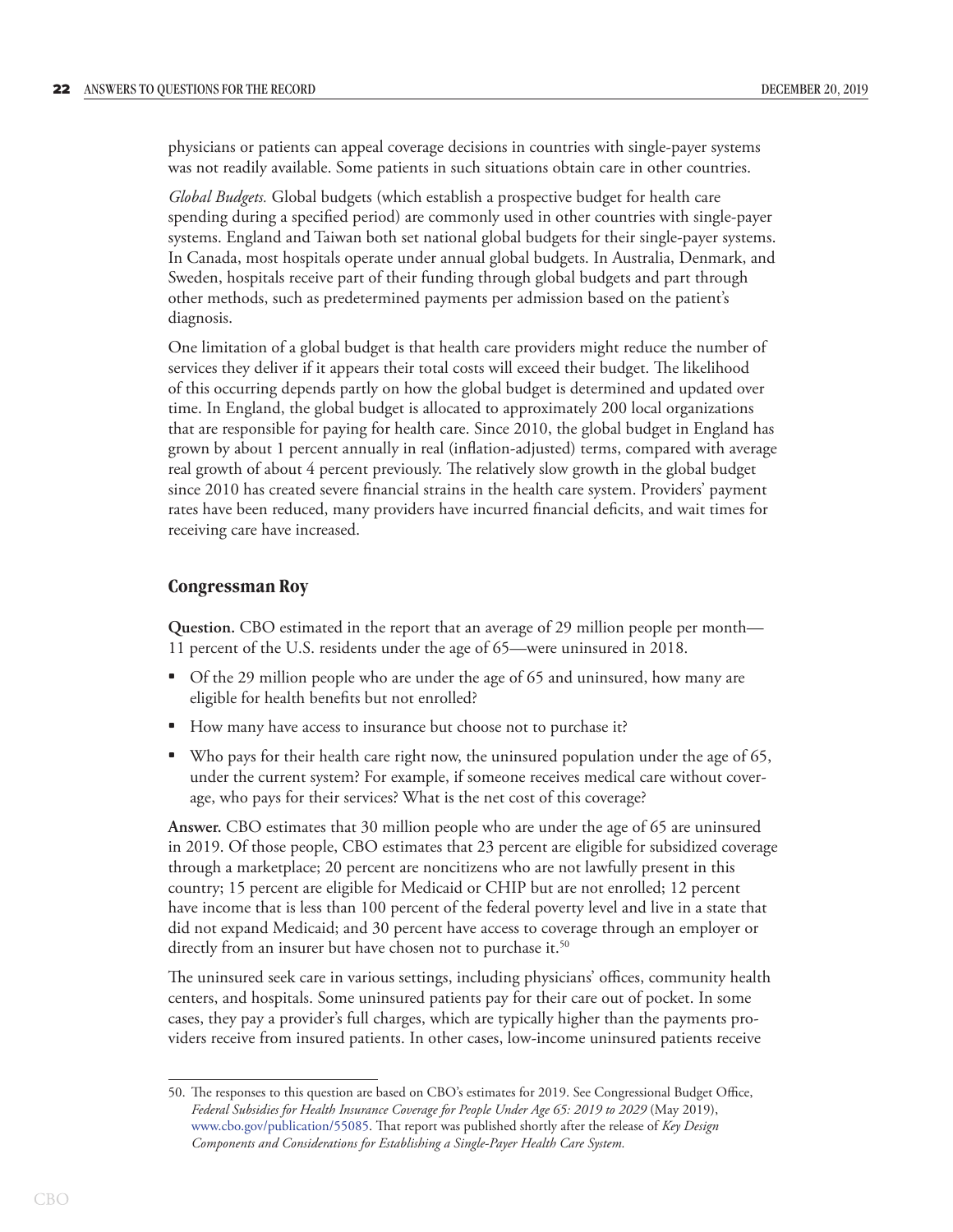physicians or patients can appeal coverage decisions in countries with single-payer systems was not readily available. Some patients in such situations obtain care in other countries.

*Global Budgets.* Global budgets (which establish a prospective budget for health care spending during a specified period) are commonly used in other countries with single-payer systems. England and Taiwan both set national global budgets for their single-payer systems. In Canada, most hospitals operate under annual global budgets. In Australia, Denmark, and Sweden, hospitals receive part of their funding through global budgets and part through other methods, such as predetermined payments per admission based on the patient's diagnosis.

One limitation of a global budget is that health care providers might reduce the number of services they deliver if it appears their total costs will exceed their budget. The likelihood of this occurring depends partly on how the global budget is determined and updated over time. In England, the global budget is allocated to approximately 200 local organizations that are responsible for paying for health care. Since 2010, the global budget in England has grown by about 1 percent annually in real (inflation-adjusted) terms, compared with average real growth of about 4 percent previously. The relatively slow growth in the global budget since 2010 has created severe financial strains in the health care system. Providers' payment rates have been reduced, many providers have incurred financial deficits, and wait times for receiving care have increased.

## Congressman Roy

**Question.** CBO estimated in the report that an average of 29 million people per month—11 percent of the U.S. residents under the age of 65—were uninsured in 2018.

- Of the 29 million people who are under the age of 65 and uninsured, how many are eligible for health benefits but not enrolled?
- How many have access to insurance but choose not to purchase it?
- Who pays for their health care right now, the uninsured population under the age of 65, under the current system? For example, if someone receives medical care without coverage, who pays for their services? What is the net cost of this coverage?

**Answer.** CBO estimates that 30 million people who are under the age of 65 are uninsured in 2019. Of those people, CBO estimates that 23 percent are eligible for subsidized coverage through a marketplace; 20 percent are noncitizens who are not lawfully present in this country; 15 percent are eligible for Medicaid or CHIP but are not enrolled; 12 percent have income that is less than 100 percent of the federal poverty level and live in a state that did not expand Medicaid; and 30 percent have access to coverage through an employer or directly from an insurer but have chosen not to purchase it.[50]

The uninsured seek care in various settings, including physicians' offices, community health centers, and hospitals. Some uninsured patients pay for their care out of pocket. In some cases, they pay a provider's full charges, which are typically higher than the payments providers receive from insured patients. In other cases, low-income uninsured patients receive

50. The responses to this question are based on CBO's estimates for 2019. See Congressional Budget Office, *Federal Subsidies for Health Insurance Coverage for People Under Age 65: 2019 to 2029* (May 2019), www.cbo.gov/publication/55085. That report was published shortly after the release of *Key Design Components and Considerations for Establishing a Single-Payer Health Care System.*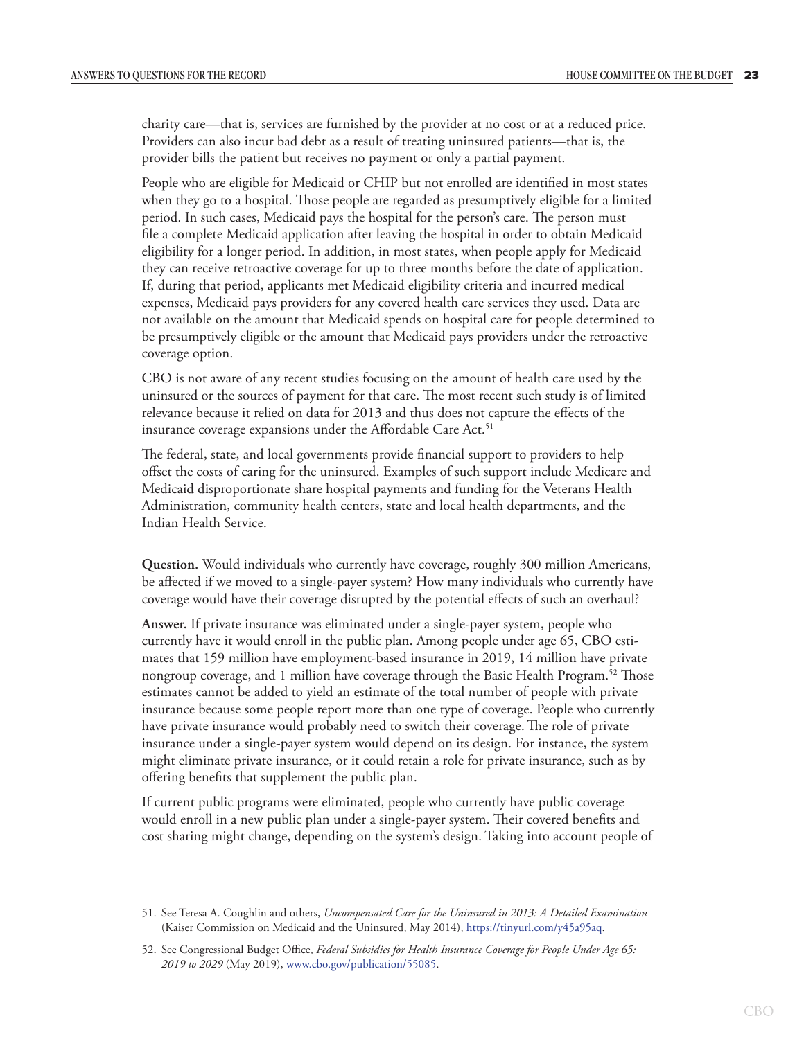charity care—that is, services are furnished by the provider at no cost or at a reduced price. Providers can also incur bad debt as a result of treating uninsured patients—that is, the provider bills the patient but receives no payment or only a partial payment.

People who are eligible for Medicaid or CHIP but not enrolled are identified in most states when they go to a hospital. Those people are regarded as presumptively eligible for a limited period. In such cases, Medicaid pays the hospital for the person's care. The person must file a complete Medicaid application after leaving the hospital in order to obtain Medicaid eligibility for a longer period. In addition, in most states, when people apply for Medicaid they can receive retroactive coverage for up to three months before the date of application. If, during that period, applicants met Medicaid eligibility criteria and incurred medical expenses, Medicaid pays providers for any covered health care services they used. Data are not available on the amount that Medicaid spends on hospital care for people determined to be presumptively eligible or the amount that Medicaid pays providers under the retroactive coverage option.

CBO is not aware of any recent studies focusing on the amount of health care used by the uninsured or the sources of payment for that care. The most recent such study is of limited relevance because it relied on data for 2013 and thus does not capture the effects of the insurance coverage expansions under the Affordable Care Act.[51]

The federal, state, and local governments provide financial support to providers to help offset the costs of caring for the uninsured. Examples of such support include Medicare and Medicaid disproportionate share hospital payments and funding for the Veterans Health Administration, community health centers, state and local health departments, and the Indian Health Service.

**Question.** Would individuals who currently have coverage, roughly 300 million Americans, be affected if we moved to a single-payer system? How many individuals who currently have coverage would have their coverage disrupted by the potential effects of such an overhaul?

**Answer.** If private insurance was eliminated under a single-payer system, people who currently have it would enroll in the public plan. Among people under age 65, CBO estimates that 159 million have employment-based insurance in 2019, 14 million have private nongroup coverage, and 1 million have coverage through the Basic Health Program.[52] Those estimates cannot be added to yield an estimate of the total number of people with private insurance because some people report more than one type of coverage. People who currently have private insurance would probably need to switch their coverage. The role of private insurance under a single-payer system would depend on its design. For instance, the system might eliminate private insurance, or it could retain a role for private insurance, such as by offering benefits that supplement the public plan.

If current public programs were eliminated, people who currently have public coverage would enroll in a new public plan under a single-payer system. Their covered benefits and cost sharing might change, depending on the system's design. Taking into account people of

---

51. See Teresa A. Coughlin and others, *Uncompensated Care for the Uninsured in 2013: A Detailed Examination* (Kaiser Commission on Medicaid and the Uninsured, May 2014), https://tinyurl.com/y45a95aq.

52. See Congressional Budget Office, *Federal Subsidies for Health Insurance Coverage for People Under Age 65: 2019 to 2029* (May 2019), www.cbo.gov/publication/55085.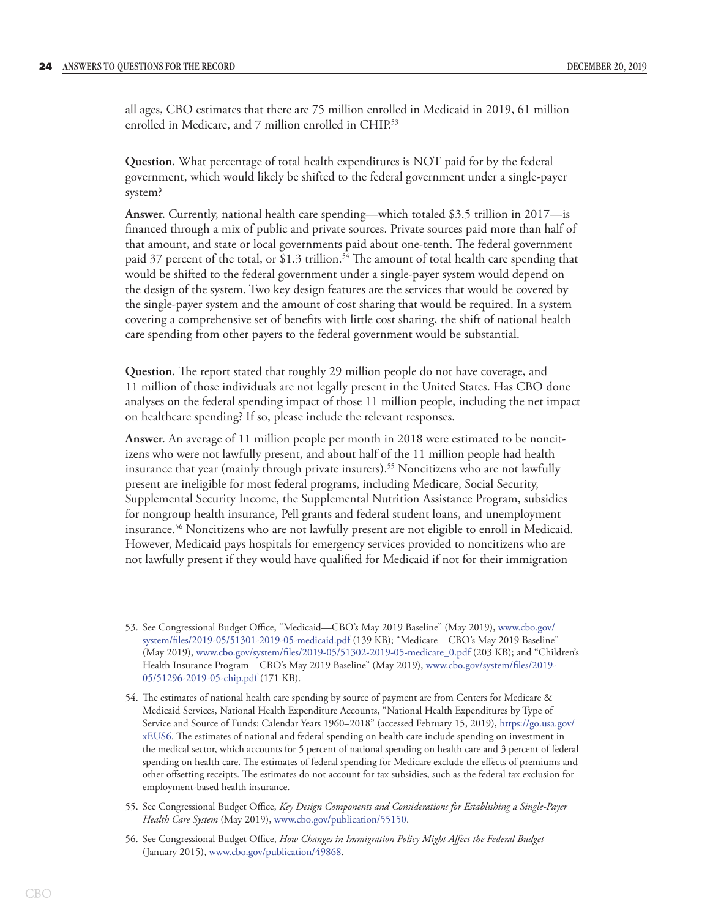all ages, CBO estimates that there are 75 million enrolled in Medicaid in 2019, 61 million enrolled in Medicare, and 7 million enrolled in CHIP.[53]

**Question.** What percentage of total health expenditures is NOT paid for by the federal government, which would likely be shifted to the federal government under a single-payer system?

**Answer.** Currently, national health care spending—which totaled $3.5 trillion in 2017—is financed through a mix of public and private sources. Private sources paid more than half of that amount, and state or local governments paid about one-tenth. The federal government paid 37 percent of the total, or $1.3 trillion.[54] The amount of total health care spending that would be shifted to the federal government under a single-payer system would depend on the design of the system. Two key design features are the services that would be covered by the single-payer system and the amount of cost sharing that would be required. In a system covering a comprehensive set of benefits with little cost sharing, the shift of national health care spending from other payers to the federal government would be substantial.

**Question.** The report stated that roughly 29 million people do not have coverage, and 11 million of those individuals are not legally present in the United States. Has CBO done analyses on the federal spending impact of those 11 million people, including the net impact on healthcare spending? If so, please include the relevant responses.

**Answer.** An average of 11 million people per month in 2018 were estimated to be noncitizens who were not lawfully present, and about half of the 11 million people had health insurance that year (mainly through private insurers).[55] Noncitizens who are not lawfully present are ineligible for most federal programs, including Medicare, Social Security, Supplemental Security Income, the Supplemental Nutrition Assistance Program, subsidies for nongroup health insurance, Pell grants and federal student loans, and unemployment insurance.[56] Noncitizens who are not lawfully present are not eligible to enroll in Medicaid. However, Medicaid pays hospitals for emergency services provided to noncitizens who are not lawfully present if they would have qualified for Medicaid if not for their immigration

---

53. See Congressional Budget Office, "Medicaid—CBO's May 2019 Baseline" (May 2019), www.cbo.gov/system/files/2019-05/51301-2019-05-medicaid.pdf (139 KB); "Medicare—CBO's May 2019 Baseline" (May 2019), www.cbo.gov/system/files/2019-05/51302-2019-05-medicare_0.pdf (203 KB); and "Children's Health Insurance Program—CBO's May 2019 Baseline" (May 2019), www.cbo.gov/system/files/2019-05/51296-2019-05-chip.pdf (171 KB).

54. The estimates of national health care spending by source of payment are from Centers for Medicare & Medicaid Services, National Health Expenditure Accounts, "National Health Expenditures by Type of Service and Source of Funds: Calendar Years 1960–2018" (accessed February 15, 2019), https://go.usa.gov/xEUS6. The estimates of national and federal spending on health care include spending on investment in the medical sector, which accounts for 5 percent of national spending on health care and 3 percent of federal spending on health care. The estimates of federal spending for Medicare exclude the effects of premiums and other offsetting receipts. The estimates do not account for tax subsidies, such as the federal tax exclusion for employment-based health insurance.

55. See Congressional Budget Office, *Key Design Components and Considerations for Establishing a Single-Payer Health Care System* (May 2019), www.cbo.gov/publication/55150.

56. See Congressional Budget Office, *How Changes in Immigration Policy Might Affect the Federal Budget* (January 2015), www.cbo.gov/publication/49868.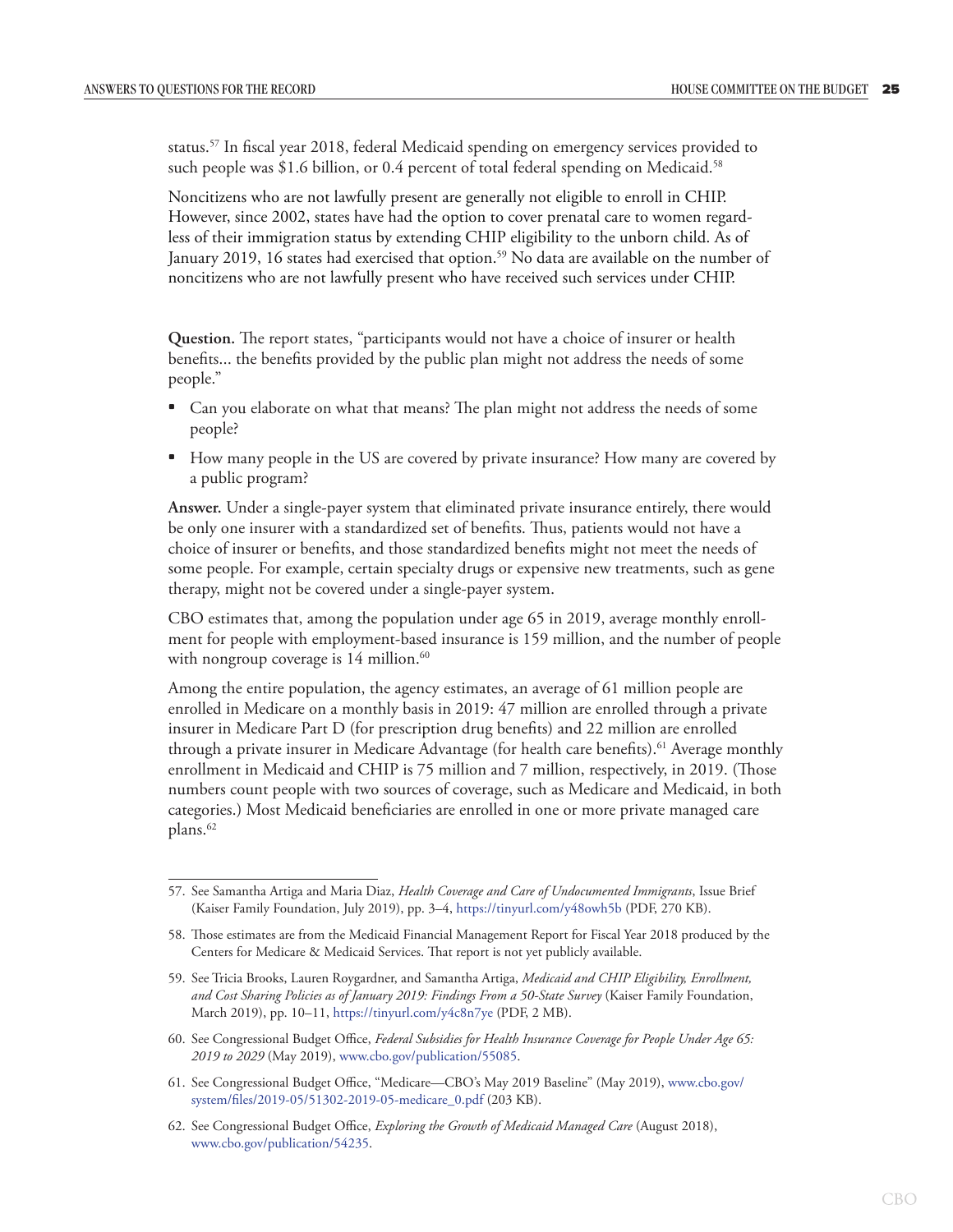status.[57] In fiscal year 2018, federal Medicaid spending on emergency services provided to such people was $1.6 billion, or 0.4 percent of total federal spending on Medicaid.[58]

Noncitizens who are not lawfully present are generally not eligible to enroll in CHIP. However, since 2002, states have had the option to cover prenatal care to women regardless of their immigration status by extending CHIP eligibility to the unborn child. As of January 2019, 16 states had exercised that option.[59] No data are available on the number of noncitizens who are not lawfully present who have received such services under CHIP.

**Question.** The report states, "participants would not have a choice of insurer or health benefits... the benefits provided by the public plan might not address the needs of some people."

- Can you elaborate on what that means? The plan might not address the needs of some people?
- How many people in the US are covered by private insurance? How many are covered by a public program?

**Answer.** Under a single-payer system that eliminated private insurance entirely, there would be only one insurer with a standardized set of benefits. Thus, patients would not have a choice of insurer or benefits, and those standardized benefits might not meet the needs of some people. For example, certain specialty drugs or expensive new treatments, such as gene therapy, might not be covered under a single-payer system.

CBO estimates that, among the population under age 65 in 2019, average monthly enrollment for people with employment-based insurance is 159 million, and the number of people with nongroup coverage is 14 million.[60]

Among the entire population, the agency estimates, an average of 61 million people are enrolled in Medicare on a monthly basis in 2019: 47 million are enrolled through a private insurer in Medicare Part D (for prescription drug benefits) and 22 million are enrolled through a private insurer in Medicare Advantage (for health care benefits).[61] Average monthly enrollment in Medicaid and CHIP is 75 million and 7 million, respectively, in 2019. (Those numbers count people with two sources of coverage, such as Medicare and Medicaid, in both categories.) Most Medicaid beneficiaries are enrolled in one or more private managed care plans.[62]

---

57. See Samantha Artiga and Maria Diaz, *Health Coverage and Care of Undocumented Immigrants*, Issue Brief (Kaiser Family Foundation, July 2019), pp. 3–4, https://tinyurl.com/y48owh5b (PDF, 270 KB).

58. Those estimates are from the Medicaid Financial Management Report for Fiscal Year 2018 produced by the Centers for Medicare & Medicaid Services. That report is not yet publicly available.

59. See Tricia Brooks, Lauren Roygardner, and Samantha Artiga, *Medicaid and CHIP Eligibility, Enrollment, and Cost Sharing Policies as of January 2019: Findings From a 50-State Survey* (Kaiser Family Foundation, March 2019), pp. 10–11, https://tinyurl.com/y4c8n7ye (PDF, 2 MB).

60. See Congressional Budget Office, *Federal Subsidies for Health Insurance Coverage for People Under Age 65: 2019 to 2029* (May 2019), www.cbo.gov/publication/55085.

61. See Congressional Budget Office, "Medicare—CBO's May 2019 Baseline" (May 2019), www.cbo.gov/system/files/2019-05/51302-2019-05-medicare_0.pdf (203 KB).

62. See Congressional Budget Office, *Exploring the Growth of Medicaid Managed Care* (August 2018), www.cbo.gov/publication/54235.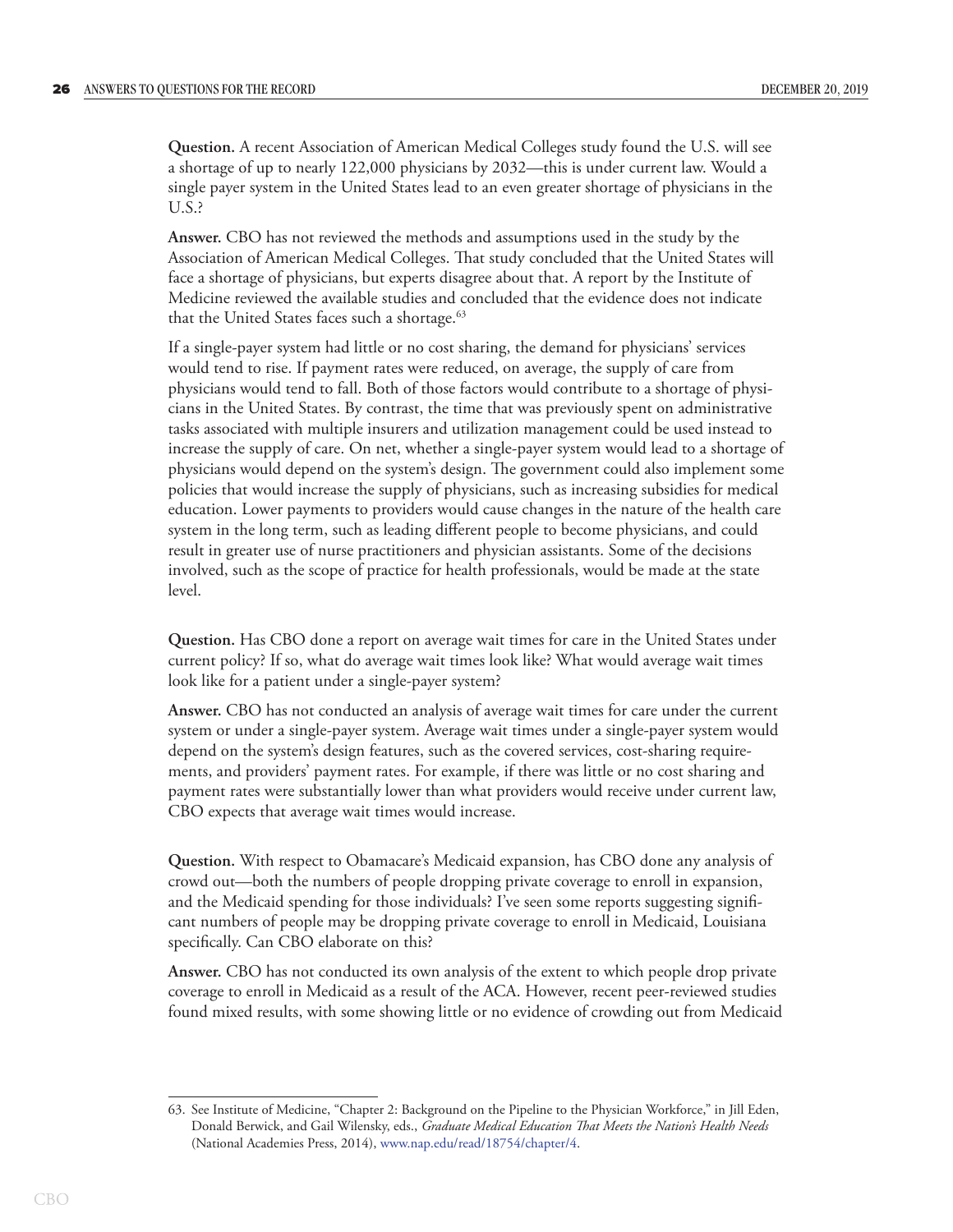**Question.** A recent Association of American Medical Colleges study found the U.S. will see a shortage of up to nearly 122,000 physicians by 2032—this is under current law. Would a single payer system in the United States lead to an even greater shortage of physicians in the U.S.?

**Answer.** CBO has not reviewed the methods and assumptions used in the study by the Association of American Medical Colleges. That study concluded that the United States will face a shortage of physicians, but experts disagree about that. A report by the Institute of Medicine reviewed the available studies and concluded that the evidence does not indicate that the United States faces such a shortage.[63]

If a single-payer system had little or no cost sharing, the demand for physicians' services would tend to rise. If payment rates were reduced, on average, the supply of care from physicians would tend to fall. Both of those factors would contribute to a shortage of physicians in the United States. By contrast, the time that was previously spent on administrative tasks associated with multiple insurers and utilization management could be used instead to increase the supply of care. On net, whether a single-payer system would lead to a shortage of physicians would depend on the system's design. The government could also implement some policies that would increase the supply of physicians, such as increasing subsidies for medical education. Lower payments to providers would cause changes in the nature of the health care system in the long term, such as leading different people to become physicians, and could result in greater use of nurse practitioners and physician assistants. Some of the decisions involved, such as the scope of practice for health professionals, would be made at the state level.

**Question.** Has CBO done a report on average wait times for care in the United States under current policy? If so, what do average wait times look like? What would average wait times look like for a patient under a single-payer system?

**Answer.** CBO has not conducted an analysis of average wait times for care under the current system or under a single-payer system. Average wait times under a single-payer system would depend on the system's design features, such as the covered services, cost-sharing requirements, and providers' payment rates. For example, if there was little or no cost sharing and payment rates were substantially lower than what providers would receive under current law, CBO expects that average wait times would increase.

**Question.** With respect to Obamacare's Medicaid expansion, has CBO done any analysis of crowd out—both the numbers of people dropping private coverage to enroll in expansion, and the Medicaid spending for those individuals? I've seen some reports suggesting significant numbers of people may be dropping private coverage to enroll in Medicaid, Louisiana specifically. Can CBO elaborate on this?

**Answer.** CBO has not conducted its own analysis of the extent to which people drop private coverage to enroll in Medicaid as a result of the ACA. However, recent peer-reviewed studies found mixed results, with some showing little or no evidence of crowding out from Medicaid

---

63. See Institute of Medicine, "Chapter 2: Background on the Pipeline to the Physician Workforce," in Jill Eden, Donald Berwick, and Gail Wilensky, eds., *Graduate Medical Education That Meets the Nation's Health Needs* (National Academies Press, 2014), www.nap.edu/read/18754/chapter/4.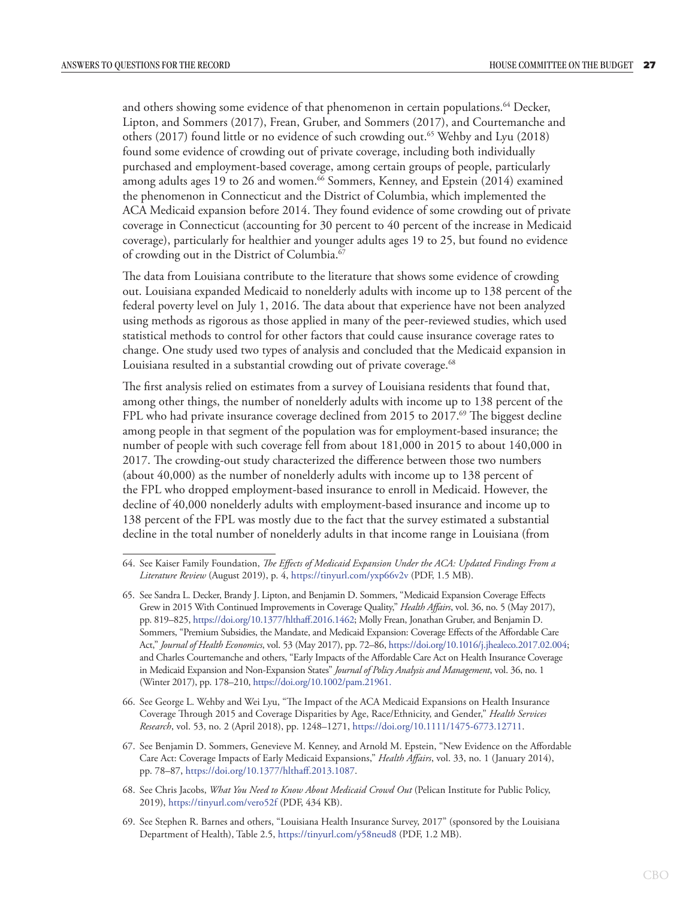and others showing some evidence of that phenomenon in certain populations.[64] Decker, Lipton, and Sommers (2017), Frean, Gruber, and Sommers (2017), and Courtemanche and others (2017) found little or no evidence of such crowding out.[65] Wehby and Lyu (2018) found some evidence of crowding out of private coverage, including both individually purchased and employment-based coverage, among certain groups of people, particularly among adults ages 19 to 26 and women.[66] Sommers, Kenney, and Epstein (2014) examined the phenomenon in Connecticut and the District of Columbia, which implemented the ACA Medicaid expansion before 2014. They found evidence of some crowding out of private coverage in Connecticut (accounting for 30 percent to 40 percent of the increase in Medicaid coverage), particularly for healthier and younger adults ages 19 to 25, but found no evidence of crowding out in the District of Columbia.[67]

The data from Louisiana contribute to the literature that shows some evidence of crowding out. Louisiana expanded Medicaid to nonelderly adults with income up to 138 percent of the federal poverty level on July 1, 2016. The data about that experience have not been analyzed using methods as rigorous as those applied in many of the peer-reviewed studies, which used statistical methods to control for other factors that could cause insurance coverage rates to change. One study used two types of analysis and concluded that the Medicaid expansion in Louisiana resulted in a substantial crowding out of private coverage.[68]

The first analysis relied on estimates from a survey of Louisiana residents that found that, among other things, the number of nonelderly adults with income up to 138 percent of the FPL who had private insurance coverage declined from 2015 to 2017.[69] The biggest decline among people in that segment of the population was for employment-based insurance; the number of people with such coverage fell from about 181,000 in 2015 to about 140,000 in 2017. The crowding-out study characterized the difference between those two numbers (about 40,000) as the number of nonelderly adults with income up to 138 percent of the FPL who dropped employment-based insurance to enroll in Medicaid. However, the decline of 40,000 nonelderly adults with employment-based insurance and income up to 138 percent of the FPL was mostly due to the fact that the survey estimated a substantial decline in the total number of nonelderly adults in that income range in Louisiana (from

---

64. See Kaiser Family Foundation, *The Effects of Medicaid Expansion Under the ACA: Updated Findings From a Literature Review* (August 2019), p. 4, https://tinyurl.com/yxp66v2v (PDF, 1.5 MB).

65. See Sandra L. Decker, Brandy J. Lipton, and Benjamin D. Sommers, "Medicaid Expansion Coverage Effects Grew in 2015 With Continued Improvements in Coverage Quality," *Health Affairs*, vol. 36, no. 5 (May 2017), pp. 819–825, https://doi.org/10.1377/hlthaff.2016.1462; Molly Frean, Jonathan Gruber, and Benjamin D. Sommers, "Premium Subsidies, the Mandate, and Medicaid Expansion: Coverage Effects of the Affordable Care Act," *Journal of Health Economics*, vol. 53 (May 2017), pp. 72–86, https://doi.org/10.1016/j.jhealeco.2017.02.004; and Charles Courtemanche and others, "Early Impacts of the Affordable Care Act on Health Insurance Coverage in Medicaid Expansion and Non-Expansion States" *Journal of Policy Analysis and Management*, vol. 36, no. 1 (Winter 2017), pp. 178–210, https://doi.org/10.1002/pam.21961.

66. See George L. Wehby and Wei Lyu, "The Impact of the ACA Medicaid Expansions on Health Insurance Coverage Through 2015 and Coverage Disparities by Age, Race/Ethnicity, and Gender," *Health Services Research*, vol. 53, no. 2 (April 2018), pp. 1248–1271, https://doi.org/10.1111/1475-6773.12711.

67. See Benjamin D. Sommers, Genevieve M. Kenney, and Arnold M. Epstein, "New Evidence on the Affordable Care Act: Coverage Impacts of Early Medicaid Expansions," *Health Affairs*, vol. 33, no. 1 (January 2014), pp. 78–87, https://doi.org/10.1377/hlthaff.2013.1087.

68. See Chris Jacobs, *What You Need to Know About Medicaid Crowd Out* (Pelican Institute for Public Policy, 2019), https://tinyurl.com/vero52f (PDF, 434 KB).

69. See Stephen R. Barnes and others, "Louisiana Health Insurance Survey, 2017" (sponsored by the Louisiana Department of Health), Table 2.5, https://tinyurl.com/y58neud8 (PDF, 1.2 MB).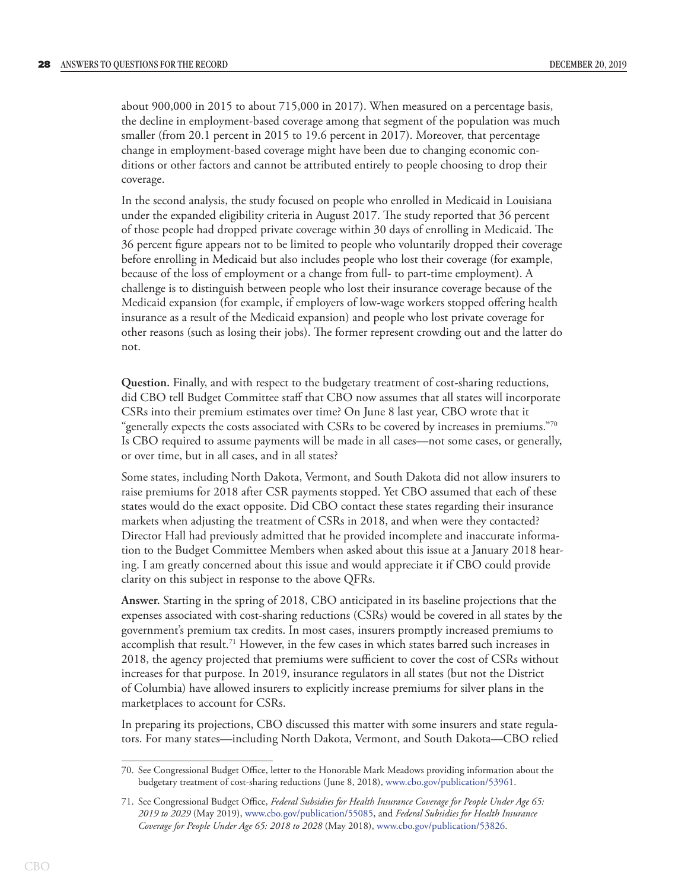about 900,000 in 2015 to about 715,000 in 2017). When measured on a percentage basis, the decline in employment-based coverage among that segment of the population was much smaller (from 20.1 percent in 2015 to 19.6 percent in 2017). Moreover, that percentage change in employment-based coverage might have been due to changing economic conditions or other factors and cannot be attributed entirely to people choosing to drop their coverage.

In the second analysis, the study focused on people who enrolled in Medicaid in Louisiana under the expanded eligibility criteria in August 2017. The study reported that 36 percent of those people had dropped private coverage within 30 days of enrolling in Medicaid. The 36 percent figure appears not to be limited to people who voluntarily dropped their coverage before enrolling in Medicaid but also includes people who lost their coverage (for example, because of the loss of employment or a change from full- to part-time employment). A challenge is to distinguish between people who lost their insurance coverage because of the Medicaid expansion (for example, if employers of low-wage workers stopped offering health insurance as a result of the Medicaid expansion) and people who lost private coverage for other reasons (such as losing their jobs). The former represent crowding out and the latter do not.

**Question.** Finally, and with respect to the budgetary treatment of cost-sharing reductions, did CBO tell Budget Committee staff that CBO now assumes that all states will incorporate CSRs into their premium estimates over time? On June 8 last year, CBO wrote that it "generally expects the costs associated with CSRs to be covered by increases in premiums."[70] Is CBO required to assume payments will be made in all cases—not some cases, or generally, or over time, but in all cases, and in all states?

Some states, including North Dakota, Vermont, and South Dakota did not allow insurers to raise premiums for 2018 after CSR payments stopped. Yet CBO assumed that each of these states would do the exact opposite. Did CBO contact these states regarding their insurance markets when adjusting the treatment of CSRs in 2018, and when were they contacted? Director Hall had previously admitted that he provided incomplete and inaccurate information to the Budget Committee Members when asked about this issue at a January 2018 hearing. I am greatly concerned about this issue and would appreciate it if CBO could provide clarity on this subject in response to the above QFRs.

**Answer.** Starting in the spring of 2018, CBO anticipated in its baseline projections that the expenses associated with cost-sharing reductions (CSRs) would be covered in all states by the government's premium tax credits. In most cases, insurers promptly increased premiums to accomplish that result.[71] However, in the few cases in which states barred such increases in 2018, the agency projected that premiums were sufficient to cover the cost of CSRs without increases for that purpose. In 2019, insurance regulators in all states (but not the District of Columbia) have allowed insurers to explicitly increase premiums for silver plans in the marketplaces to account for CSRs.

In preparing its projections, CBO discussed this matter with some insurers and state regulators. For many states—including North Dakota, Vermont, and South Dakota—CBO relied

70. See Congressional Budget Office, letter to the Honorable Mark Meadows providing information about the budgetary treatment of cost-sharing reductions (June 8, 2018), www.cbo.gov/publication/53961.

71. See Congressional Budget Office, *Federal Subsidies for Health Insurance Coverage for People Under Age 65: 2019 to 2029* (May 2019), www.cbo.gov/publication/55085, and *Federal Subsidies for Health Insurance Coverage for People Under Age 65: 2018 to 2028* (May 2018), www.cbo.gov/publication/53826.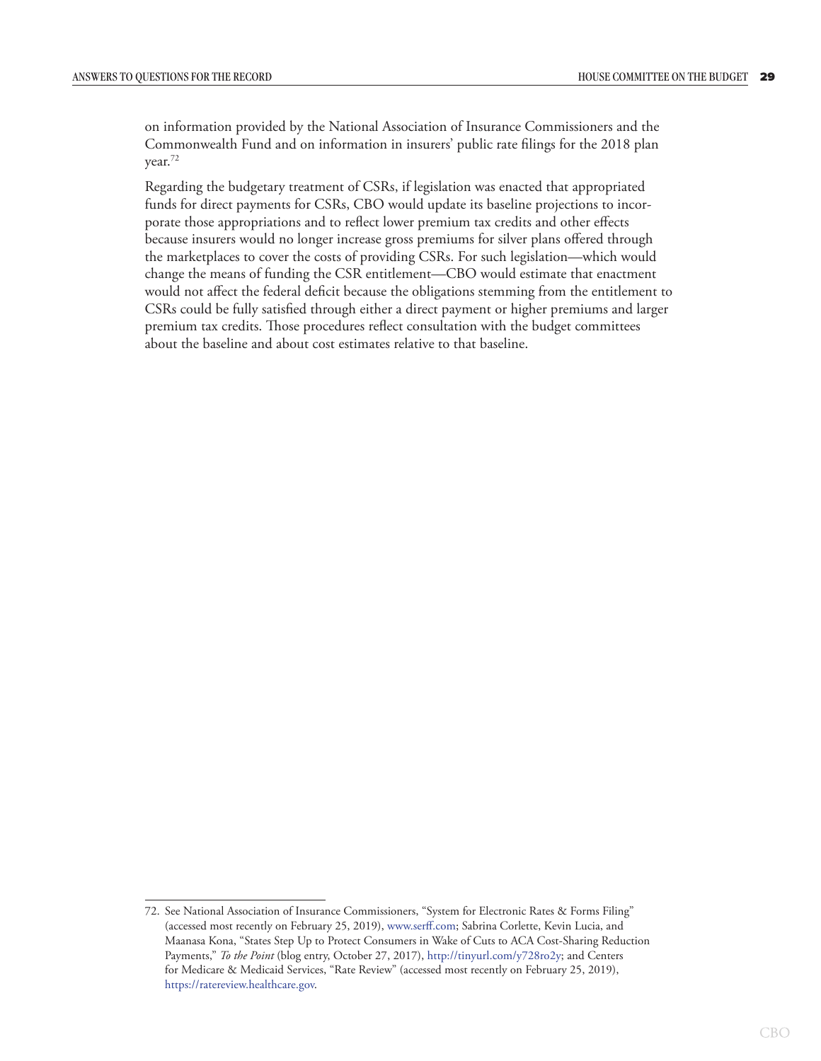on information provided by the National Association of Insurance Commissioners and the Commonwealth Fund and on information in insurers' public rate filings for the 2018 plan year.[72]

Regarding the budgetary treatment of CSRs, if legislation was enacted that appropriated funds for direct payments for CSRs, CBO would update its baseline projections to incorporate those appropriations and to reflect lower premium tax credits and other effects because insurers would no longer increase gross premiums for silver plans offered through the marketplaces to cover the costs of providing CSRs. For such legislation—which would change the means of funding the CSR entitlement—CBO would estimate that enactment would not affect the federal deficit because the obligations stemming from the entitlement to CSRs could be fully satisfied through either a direct payment or higher premiums and larger premium tax credits. Those procedures reflect consultation with the budget committees about the baseline and about cost estimates relative to that baseline.

---

72. See National Association of Insurance Commissioners, "System for Electronic Rates & Forms Filing" (accessed most recently on February 25, 2019), www.serff.com; Sabrina Corlette, Kevin Lucia, and Maanasa Kona, "States Step Up to Protect Consumers in Wake of Cuts to ACA Cost-Sharing Reduction Payments," *To the Point* (blog entry, October 27, 2017), http://tinyurl.com/y728ro2y; and Centers for Medicare & Medicaid Services, "Rate Review" (accessed most recently on February 25, 2019), https://ratereview.healthcare.gov.